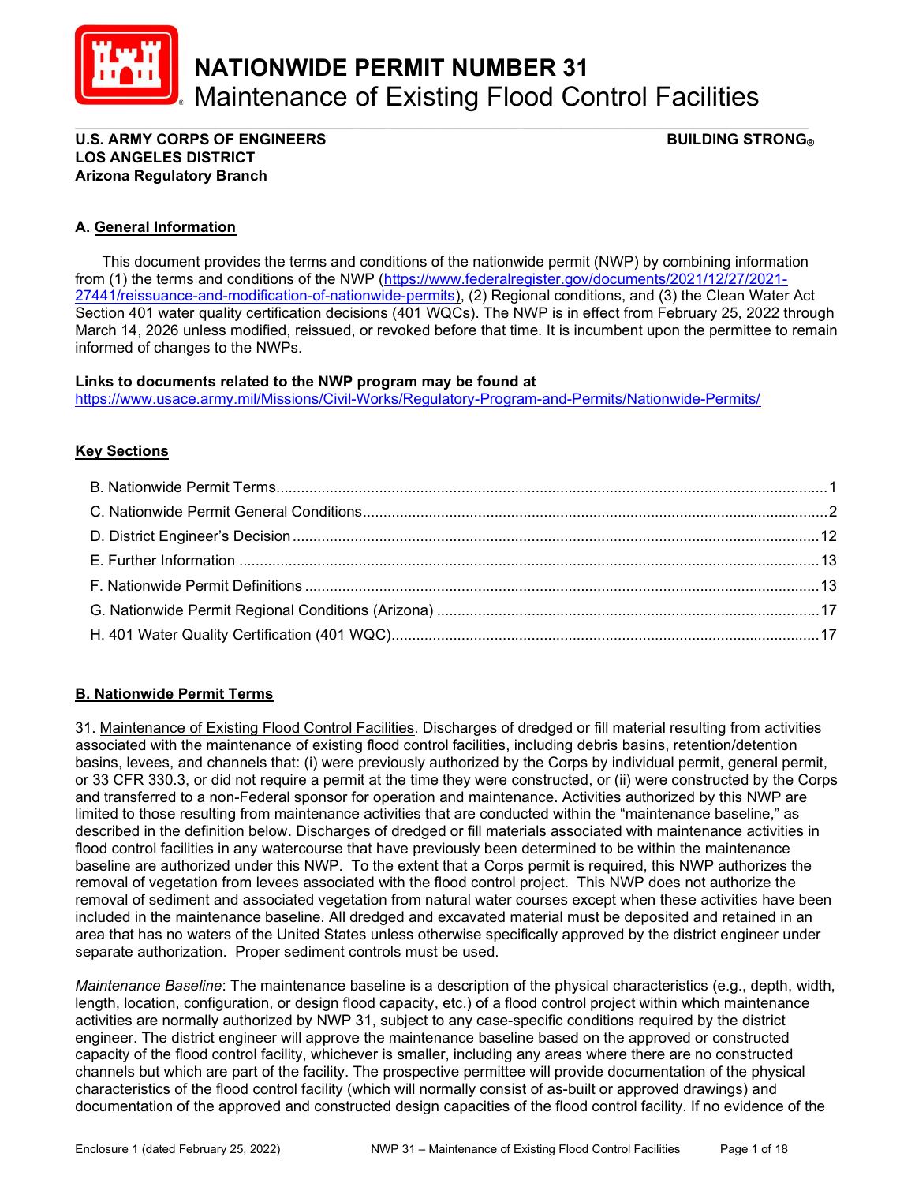# NATIONWIDE PERMIT NUMBER 31
## Maintenance of Existing Flood Control Facilities

**U.S. ARMY CORPS OF ENGINEERS** **BUILDING STRONG®**
**LOS ANGELES DISTRICT**
**Arizona Regulatory Branch**

### A. General Information

This document provides the terms and conditions of the nationwide permit (NWP) by combining information from (1) the terms and conditions of the NWP (https://www.federalregister.gov/documents/2021/12/27/2021-27441/reissuance-and-modification-of-nationwide-permits), (2) Regional conditions, and (3) the Clean Water Act Section 401 water quality certification decisions (401 WQCs). The NWP is in effect from February 25, 2022 through March 14, 2026 unless modified, reissued, or revoked before that time. It is incumbent upon the permittee to remain informed of changes to the NWPs.

**Links to documents related to the NWP program may be found at**
https://www.usace.army.mil/Missions/Civil-Works/Regulatory-Program-and-Permits/Nationwide-Permits/

### Key Sections

- B. Nationwide Permit Terms....1
- C. Nationwide Permit General Conditions....2
- D. District Engineer's Decision....12
- E. Further Information....13
- F. Nationwide Permit Definitions....13
- G. Nationwide Permit Regional Conditions (Arizona)....17
- H. 401 Water Quality Certification (401 WQC)....17

### B. Nationwide Permit Terms

31. Maintenance of Existing Flood Control Facilities. Discharges of dredged or fill material resulting from activities associated with the maintenance of existing flood control facilities, including debris basins, retention/detention basins, levees, and channels that: (i) were previously authorized by the Corps by individual permit, general permit, or 33 CFR 330.3, or did not require a permit at the time they were constructed, or (ii) were constructed by the Corps and transferred to a non-Federal sponsor for operation and maintenance. Activities authorized by this NWP are limited to those resulting from maintenance activities that are conducted within the "maintenance baseline," as described in the definition below. Discharges of dredged or fill materials associated with maintenance activities in flood control facilities in any watercourse that have previously been determined to be within the maintenance baseline are authorized under this NWP. To the extent that a Corps permit is required, this NWP authorizes the removal of vegetation from levees associated with the flood control project. This NWP does not authorize the removal of sediment and associated vegetation from natural water courses except when these activities have been included in the maintenance baseline. All dredged and excavated material must be deposited and retained in an area that has no waters of the United States unless otherwise specifically approved by the district engineer under separate authorization. Proper sediment controls must be used.

*Maintenance Baseline*: The maintenance baseline is a description of the physical characteristics (e.g., depth, width, length, location, configuration, or design flood capacity, etc.) of a flood control project within which maintenance activities are normally authorized by NWP 31, subject to any case-specific conditions required by the district engineer. The district engineer will approve the maintenance baseline based on the approved or constructed capacity of the flood control facility, whichever is smaller, including any areas where there are no constructed channels but which are part of the facility. The prospective permittee will provide documentation of the physical characteristics of the flood control facility (which will normally consist of as-built or approved drawings) and documentation of the approved and constructed design capacities of the flood control facility. If no evidence of the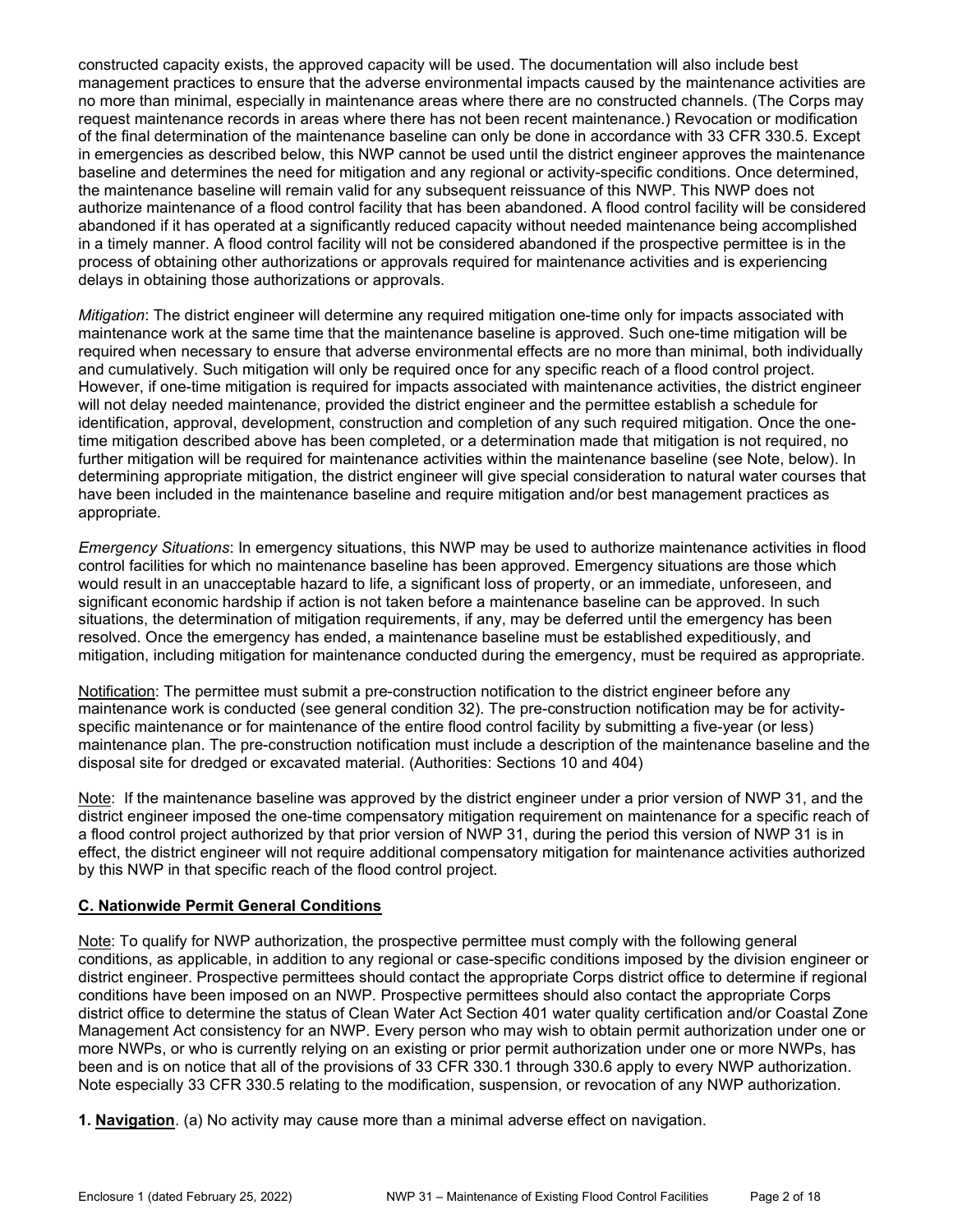constructed capacity exists, the approved capacity will be used. The documentation will also include best management practices to ensure that the adverse environmental impacts caused by the maintenance activities are no more than minimal, especially in maintenance areas where there are no constructed channels. (The Corps may request maintenance records in areas where there has not been recent maintenance.) Revocation or modification of the final determination of the maintenance baseline can only be done in accordance with 33 CFR 330.5. Except in emergencies as described below, this NWP cannot be used until the district engineer approves the maintenance baseline and determines the need for mitigation and any regional or activity-specific conditions. Once determined, the maintenance baseline will remain valid for any subsequent reissuance of this NWP. This NWP does not authorize maintenance of a flood control facility that has been abandoned. A flood control facility will be considered abandoned if it has operated at a significantly reduced capacity without needed maintenance being accomplished in a timely manner. A flood control facility will not be considered abandoned if the prospective permittee is in the process of obtaining other authorizations or approvals required for maintenance activities and is experiencing delays in obtaining those authorizations or approvals.

*Mitigation*: The district engineer will determine any required mitigation one-time only for impacts associated with maintenance work at the same time that the maintenance baseline is approved. Such one-time mitigation will be required when necessary to ensure that adverse environmental effects are no more than minimal, both individually and cumulatively. Such mitigation will only be required once for any specific reach of a flood control project. However, if one-time mitigation is required for impacts associated with maintenance activities, the district engineer will not delay needed maintenance, provided the district engineer and the permittee establish a schedule for identification, approval, development, construction and completion of any such required mitigation. Once the one-time mitigation described above has been completed, or a determination made that mitigation is not required, no further mitigation will be required for maintenance activities within the maintenance baseline (see Note, below). In determining appropriate mitigation, the district engineer will give special consideration to natural water courses that have been included in the maintenance baseline and require mitigation and/or best management practices as appropriate.

*Emergency Situations*: In emergency situations, this NWP may be used to authorize maintenance activities in flood control facilities for which no maintenance baseline has been approved. Emergency situations are those which would result in an unacceptable hazard to life, a significant loss of property, or an immediate, unforeseen, and significant economic hardship if action is not taken before a maintenance baseline can be approved. In such situations, the determination of mitigation requirements, if any, may be deferred until the emergency has been resolved. Once the emergency has ended, a maintenance baseline must be established expeditiously, and mitigation, including mitigation for maintenance conducted during the emergency, must be required as appropriate.

Notification: The permittee must submit a pre-construction notification to the district engineer before any maintenance work is conducted (see general condition 32). The pre-construction notification may be for activity-specific maintenance or for maintenance of the entire flood control facility by submitting a five-year (or less) maintenance plan. The pre-construction notification must include a description of the maintenance baseline and the disposal site for dredged or excavated material. (Authorities: Sections 10 and 404)

Note: If the maintenance baseline was approved by the district engineer under a prior version of NWP 31, and the district engineer imposed the one-time compensatory mitigation requirement on maintenance for a specific reach of a flood control project authorized by that prior version of NWP 31, during the period this version of NWP 31 is in effect, the district engineer will not require additional compensatory mitigation for maintenance activities authorized by this NWP in that specific reach of the flood control project.

## C. Nationwide Permit General Conditions

Note: To qualify for NWP authorization, the prospective permittee must comply with the following general conditions, as applicable, in addition to any regional or case-specific conditions imposed by the division engineer or district engineer. Prospective permittees should contact the appropriate Corps district office to determine if regional conditions have been imposed on an NWP. Prospective permittees should also contact the appropriate Corps district office to determine the status of Clean Water Act Section 401 water quality certification and/or Coastal Zone Management Act consistency for an NWP. Every person who may wish to obtain permit authorization under one or more NWPs, or who is currently relying on an existing or prior permit authorization under one or more NWPs, has been and is on notice that all of the provisions of 33 CFR 330.1 through 330.6 apply to every NWP authorization. Note especially 33 CFR 330.5 relating to the modification, suspension, or revocation of any NWP authorization.

**1. Navigation**. (a) No activity may cause more than a minimal adverse effect on navigation.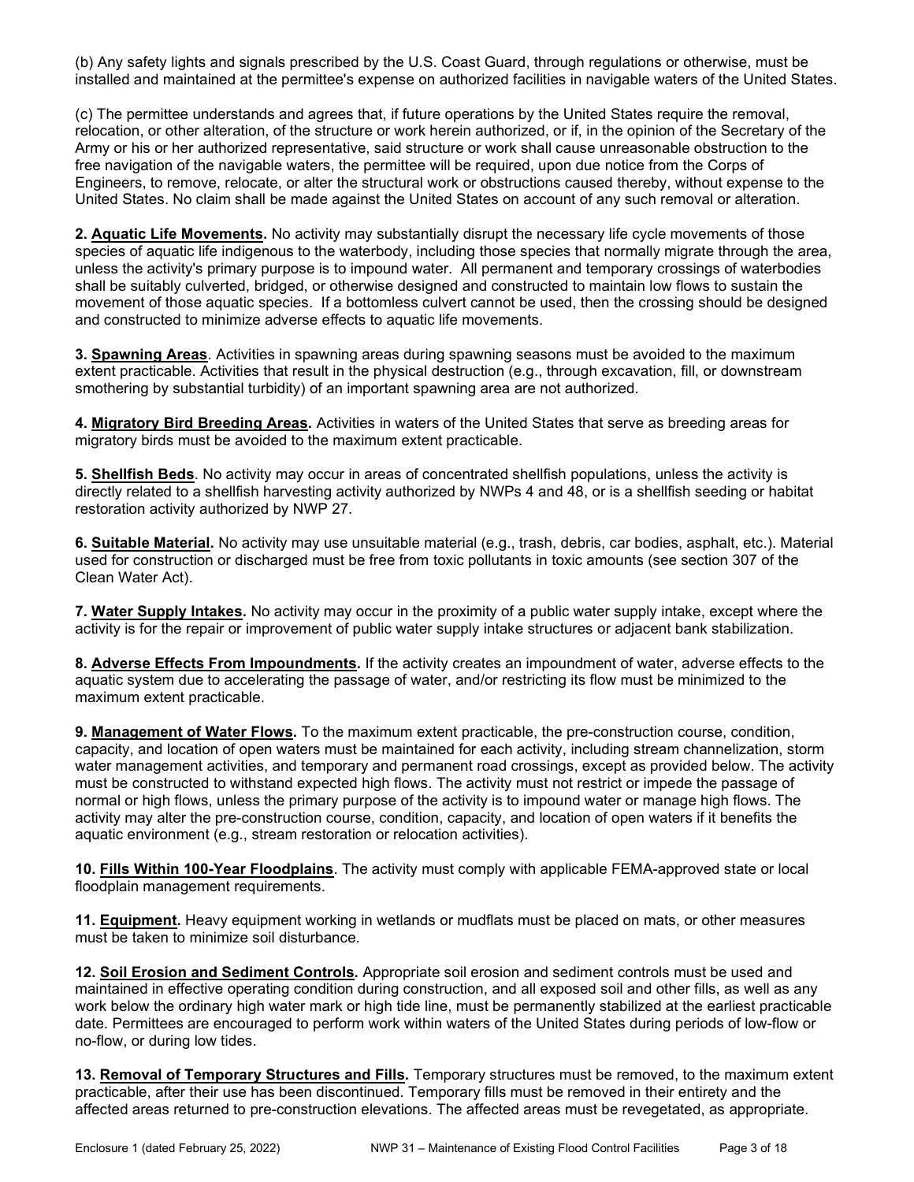(b) Any safety lights and signals prescribed by the U.S. Coast Guard, through regulations or otherwise, must be installed and maintained at the permittee's expense on authorized facilities in navigable waters of the United States.

(c) The permittee understands and agrees that, if future operations by the United States require the removal, relocation, or other alteration, of the structure or work herein authorized, or if, in the opinion of the Secretary of the Army or his or her authorized representative, said structure or work shall cause unreasonable obstruction to the free navigation of the navigable waters, the permittee will be required, upon due notice from the Corps of Engineers, to remove, relocate, or alter the structural work or obstructions caused thereby, without expense to the United States. No claim shall be made against the United States on account of any such removal or alteration.

**2. Aquatic Life Movements.** No activity may substantially disrupt the necessary life cycle movements of those species of aquatic life indigenous to the waterbody, including those species that normally migrate through the area, unless the activity's primary purpose is to impound water. All permanent and temporary crossings of waterbodies shall be suitably culverted, bridged, or otherwise designed and constructed to maintain low flows to sustain the movement of those aquatic species. If a bottomless culvert cannot be used, then the crossing should be designed and constructed to minimize adverse effects to aquatic life movements.

**3. Spawning Areas**. Activities in spawning areas during spawning seasons must be avoided to the maximum extent practicable. Activities that result in the physical destruction (e.g., through excavation, fill, or downstream smothering by substantial turbidity) of an important spawning area are not authorized.

**4. Migratory Bird Breeding Areas.** Activities in waters of the United States that serve as breeding areas for migratory birds must be avoided to the maximum extent practicable.

**5. Shellfish Beds**. No activity may occur in areas of concentrated shellfish populations, unless the activity is directly related to a shellfish harvesting activity authorized by NWPs 4 and 48, or is a shellfish seeding or habitat restoration activity authorized by NWP 27.

**6. Suitable Material.** No activity may use unsuitable material (e.g., trash, debris, car bodies, asphalt, etc.). Material used for construction or discharged must be free from toxic pollutants in toxic amounts (see section 307 of the Clean Water Act).

**7. Water Supply Intakes.** No activity may occur in the proximity of a public water supply intake, except where the activity is for the repair or improvement of public water supply intake structures or adjacent bank stabilization.

**8. Adverse Effects From Impoundments.** If the activity creates an impoundment of water, adverse effects to the aquatic system due to accelerating the passage of water, and/or restricting its flow must be minimized to the maximum extent practicable.

**9. Management of Water Flows.** To the maximum extent practicable, the pre-construction course, condition, capacity, and location of open waters must be maintained for each activity, including stream channelization, storm water management activities, and temporary and permanent road crossings, except as provided below. The activity must be constructed to withstand expected high flows. The activity must not restrict or impede the passage of normal or high flows, unless the primary purpose of the activity is to impound water or manage high flows. The activity may alter the pre-construction course, condition, capacity, and location of open waters if it benefits the aquatic environment (e.g., stream restoration or relocation activities).

**10. Fills Within 100-Year Floodplains**. The activity must comply with applicable FEMA-approved state or local floodplain management requirements.

**11. Equipment.** Heavy equipment working in wetlands or mudflats must be placed on mats, or other measures must be taken to minimize soil disturbance.

**12. Soil Erosion and Sediment Controls.** Appropriate soil erosion and sediment controls must be used and maintained in effective operating condition during construction, and all exposed soil and other fills, as well as any work below the ordinary high water mark or high tide line, must be permanently stabilized at the earliest practicable date. Permittees are encouraged to perform work within waters of the United States during periods of low-flow or no-flow, or during low tides.

**13. Removal of Temporary Structures and Fills.** Temporary structures must be removed, to the maximum extent practicable, after their use has been discontinued. Temporary fills must be removed in their entirety and the affected areas returned to pre-construction elevations. The affected areas must be revegetated, as appropriate.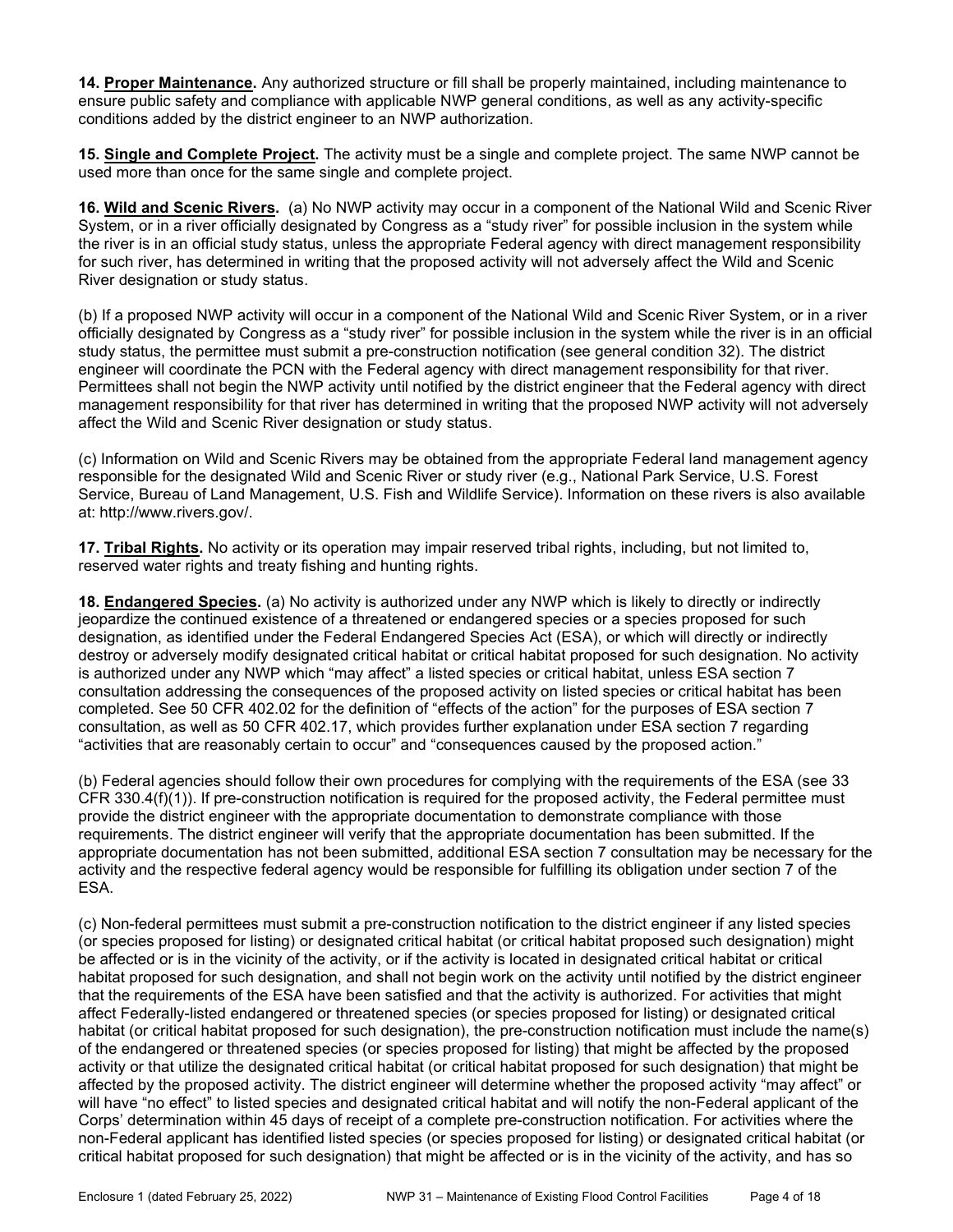**14. <u>Proper Maintenance</u>.** Any authorized structure or fill shall be properly maintained, including maintenance to ensure public safety and compliance with applicable NWP general conditions, as well as any activity-specific conditions added by the district engineer to an NWP authorization.

**15. <u>Single and Complete Project</u>.** The activity must be a single and complete project. The same NWP cannot be used more than once for the same single and complete project.

**16. <u>Wild and Scenic Rivers</u>.** (a) No NWP activity may occur in a component of the National Wild and Scenic River System, or in a river officially designated by Congress as a "study river" for possible inclusion in the system while the river is in an official study status, unless the appropriate Federal agency with direct management responsibility for such river, has determined in writing that the proposed activity will not adversely affect the Wild and Scenic River designation or study status.

(b) If a proposed NWP activity will occur in a component of the National Wild and Scenic River System, or in a river officially designated by Congress as a "study river" for possible inclusion in the system while the river is in an official study status, the permittee must submit a pre-construction notification (see general condition 32). The district engineer will coordinate the PCN with the Federal agency with direct management responsibility for that river. Permittees shall not begin the NWP activity until notified by the district engineer that the Federal agency with direct management responsibility for that river has determined in writing that the proposed NWP activity will not adversely affect the Wild and Scenic River designation or study status.

(c) Information on Wild and Scenic Rivers may be obtained from the appropriate Federal land management agency responsible for the designated Wild and Scenic River or study river (e.g., National Park Service, U.S. Forest Service, Bureau of Land Management, U.S. Fish and Wildlife Service). Information on these rivers is also available at: http://www.rivers.gov/.

**17. <u>Tribal Rights</u>.** No activity or its operation may impair reserved tribal rights, including, but not limited to, reserved water rights and treaty fishing and hunting rights.

**18. <u>Endangered Species</u>.** (a) No activity is authorized under any NWP which is likely to directly or indirectly jeopardize the continued existence of a threatened or endangered species or a species proposed for such designation, as identified under the Federal Endangered Species Act (ESA), or which will directly or indirectly destroy or adversely modify designated critical habitat or critical habitat proposed for such designation. No activity is authorized under any NWP which "may affect" a listed species or critical habitat, unless ESA section 7 consultation addressing the consequences of the proposed activity on listed species or critical habitat has been completed. See 50 CFR 402.02 for the definition of "effects of the action" for the purposes of ESA section 7 consultation, as well as 50 CFR 402.17, which provides further explanation under ESA section 7 regarding "activities that are reasonably certain to occur" and "consequences caused by the proposed action."

(b) Federal agencies should follow their own procedures for complying with the requirements of the ESA (see 33 CFR 330.4(f)(1)). If pre-construction notification is required for the proposed activity, the Federal permittee must provide the district engineer with the appropriate documentation to demonstrate compliance with those requirements. The district engineer will verify that the appropriate documentation has been submitted. If the appropriate documentation has not been submitted, additional ESA section 7 consultation may be necessary for the activity and the respective federal agency would be responsible for fulfilling its obligation under section 7 of the ESA.

(c) Non-federal permittees must submit a pre-construction notification to the district engineer if any listed species (or species proposed for listing) or designated critical habitat (or critical habitat proposed such designation) might be affected or is in the vicinity of the activity, or if the activity is located in designated critical habitat or critical habitat proposed for such designation, and shall not begin work on the activity until notified by the district engineer that the requirements of the ESA have been satisfied and that the activity is authorized. For activities that might affect Federally-listed endangered or threatened species (or species proposed for listing) or designated critical habitat (or critical habitat proposed for such designation), the pre-construction notification must include the name(s) of the endangered or threatened species (or species proposed for listing) that might be affected by the proposed activity or that utilize the designated critical habitat (or critical habitat proposed for such designation) that might be affected by the proposed activity. The district engineer will determine whether the proposed activity "may affect" or will have "no effect" to listed species and designated critical habitat and will notify the non-Federal applicant of the Corps' determination within 45 days of receipt of a complete pre-construction notification. For activities where the non-Federal applicant has identified listed species (or species proposed for listing) or designated critical habitat (or critical habitat proposed for such designation) that might be affected or is in the vicinity of the activity, and has so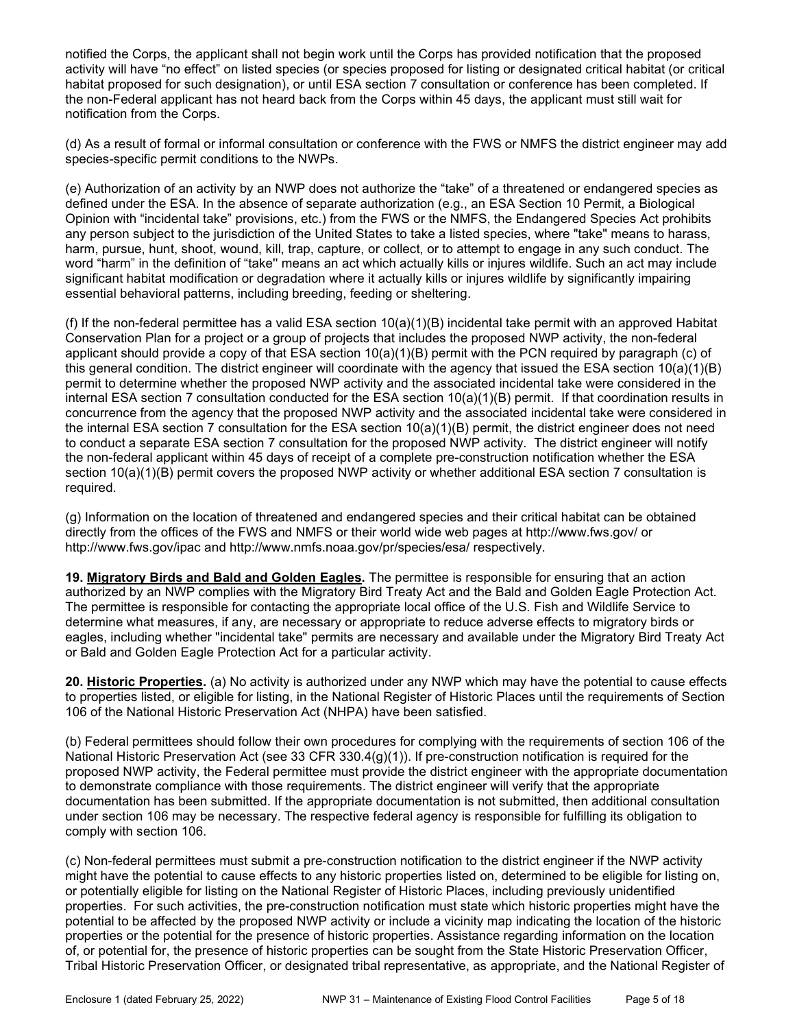notified the Corps, the applicant shall not begin work until the Corps has provided notification that the proposed activity will have "no effect" on listed species (or species proposed for listing or designated critical habitat (or critical habitat proposed for such designation), or until ESA section 7 consultation or conference has been completed. If the non-Federal applicant has not heard back from the Corps within 45 days, the applicant must still wait for notification from the Corps.

(d) As a result of formal or informal consultation or conference with the FWS or NMFS the district engineer may add species-specific permit conditions to the NWPs.

(e) Authorization of an activity by an NWP does not authorize the "take" of a threatened or endangered species as defined under the ESA. In the absence of separate authorization (e.g., an ESA Section 10 Permit, a Biological Opinion with "incidental take" provisions, etc.) from the FWS or the NMFS, the Endangered Species Act prohibits any person subject to the jurisdiction of the United States to take a listed species, where "take" means to harass, harm, pursue, hunt, shoot, wound, kill, trap, capture, or collect, or to attempt to engage in any such conduct. The word "harm" in the definition of "take'' means an act which actually kills or injures wildlife. Such an act may include significant habitat modification or degradation where it actually kills or injures wildlife by significantly impairing essential behavioral patterns, including breeding, feeding or sheltering.

(f) If the non-federal permittee has a valid ESA section 10(a)(1)(B) incidental take permit with an approved Habitat Conservation Plan for a project or a group of projects that includes the proposed NWP activity, the non-federal applicant should provide a copy of that ESA section 10(a)(1)(B) permit with the PCN required by paragraph (c) of this general condition. The district engineer will coordinate with the agency that issued the ESA section 10(a)(1)(B) permit to determine whether the proposed NWP activity and the associated incidental take were considered in the internal ESA section 7 consultation conducted for the ESA section 10(a)(1)(B) permit. If that coordination results in concurrence from the agency that the proposed NWP activity and the associated incidental take were considered in the internal ESA section 7 consultation for the ESA section 10(a)(1)(B) permit, the district engineer does not need to conduct a separate ESA section 7 consultation for the proposed NWP activity. The district engineer will notify the non-federal applicant within 45 days of receipt of a complete pre-construction notification whether the ESA section 10(a)(1)(B) permit covers the proposed NWP activity or whether additional ESA section 7 consultation is required.

(g) Information on the location of threatened and endangered species and their critical habitat can be obtained directly from the offices of the FWS and NMFS or their world wide web pages at http://www.fws.gov/ or http://www.fws.gov/ipac and http://www.nmfs.noaa.gov/pr/species/esa/ respectively.

**19. Migratory Birds and Bald and Golden Eagles.** The permittee is responsible for ensuring that an action authorized by an NWP complies with the Migratory Bird Treaty Act and the Bald and Golden Eagle Protection Act. The permittee is responsible for contacting the appropriate local office of the U.S. Fish and Wildlife Service to determine what measures, if any, are necessary or appropriate to reduce adverse effects to migratory birds or eagles, including whether "incidental take" permits are necessary and available under the Migratory Bird Treaty Act or Bald and Golden Eagle Protection Act for a particular activity.

**20. Historic Properties.** (a) No activity is authorized under any NWP which may have the potential to cause effects to properties listed, or eligible for listing, in the National Register of Historic Places until the requirements of Section 106 of the National Historic Preservation Act (NHPA) have been satisfied.

(b) Federal permittees should follow their own procedures for complying with the requirements of section 106 of the National Historic Preservation Act (see 33 CFR 330.4(g)(1)). If pre-construction notification is required for the proposed NWP activity, the Federal permittee must provide the district engineer with the appropriate documentation to demonstrate compliance with those requirements. The district engineer will verify that the appropriate documentation has been submitted. If the appropriate documentation is not submitted, then additional consultation under section 106 may be necessary. The respective federal agency is responsible for fulfilling its obligation to comply with section 106.

(c) Non-federal permittees must submit a pre-construction notification to the district engineer if the NWP activity might have the potential to cause effects to any historic properties listed on, determined to be eligible for listing on, or potentially eligible for listing on the National Register of Historic Places, including previously unidentified properties. For such activities, the pre-construction notification must state which historic properties might have the potential to be affected by the proposed NWP activity or include a vicinity map indicating the location of the historic properties or the potential for the presence of historic properties. Assistance regarding information on the location of, or potential for, the presence of historic properties can be sought from the State Historic Preservation Officer, Tribal Historic Preservation Officer, or designated tribal representative, as appropriate, and the National Register of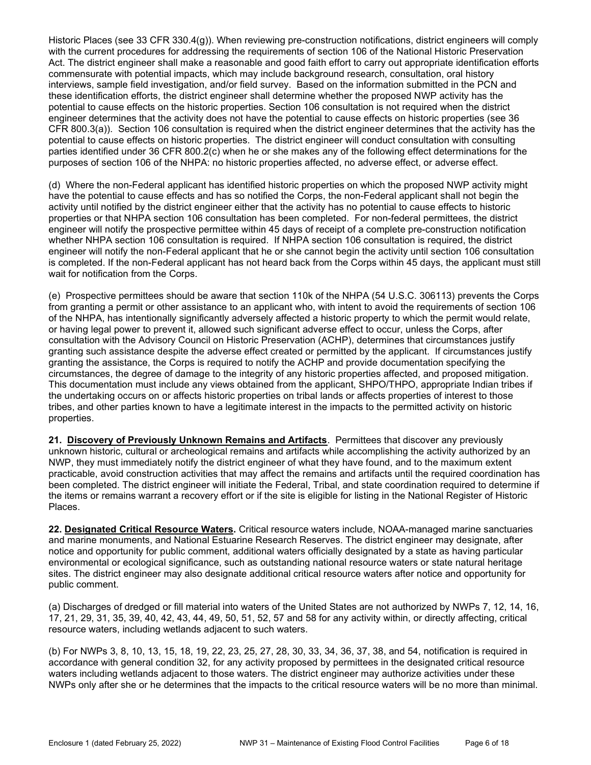Historic Places (see 33 CFR 330.4(g)). When reviewing pre-construction notifications, district engineers will comply with the current procedures for addressing the requirements of section 106 of the National Historic Preservation Act. The district engineer shall make a reasonable and good faith effort to carry out appropriate identification efforts commensurate with potential impacts, which may include background research, consultation, oral history interviews, sample field investigation, and/or field survey. Based on the information submitted in the PCN and these identification efforts, the district engineer shall determine whether the proposed NWP activity has the potential to cause effects on the historic properties. Section 106 consultation is not required when the district engineer determines that the activity does not have the potential to cause effects on historic properties (see 36 CFR 800.3(a)). Section 106 consultation is required when the district engineer determines that the activity has the potential to cause effects on historic properties. The district engineer will conduct consultation with consulting parties identified under 36 CFR 800.2(c) when he or she makes any of the following effect determinations for the purposes of section 106 of the NHPA: no historic properties affected, no adverse effect, or adverse effect.

(d) Where the non-Federal applicant has identified historic properties on which the proposed NWP activity might have the potential to cause effects and has so notified the Corps, the non-Federal applicant shall not begin the activity until notified by the district engineer either that the activity has no potential to cause effects to historic properties or that NHPA section 106 consultation has been completed. For non-federal permittees, the district engineer will notify the prospective permittee within 45 days of receipt of a complete pre-construction notification whether NHPA section 106 consultation is required. If NHPA section 106 consultation is required, the district engineer will notify the non-Federal applicant that he or she cannot begin the activity until section 106 consultation is completed. If the non-Federal applicant has not heard back from the Corps within 45 days, the applicant must still wait for notification from the Corps.

(e) Prospective permittees should be aware that section 110k of the NHPA (54 U.S.C. 306113) prevents the Corps from granting a permit or other assistance to an applicant who, with intent to avoid the requirements of section 106 of the NHPA, has intentionally significantly adversely affected a historic property to which the permit would relate, or having legal power to prevent it, allowed such significant adverse effect to occur, unless the Corps, after consultation with the Advisory Council on Historic Preservation (ACHP), determines that circumstances justify granting such assistance despite the adverse effect created or permitted by the applicant. If circumstances justify granting the assistance, the Corps is required to notify the ACHP and provide documentation specifying the circumstances, the degree of damage to the integrity of any historic properties affected, and proposed mitigation. This documentation must include any views obtained from the applicant, SHPO/THPO, appropriate Indian tribes if the undertaking occurs on or affects historic properties on tribal lands or affects properties of interest to those tribes, and other parties known to have a legitimate interest in the impacts to the permitted activity on historic properties.

**21. Discovery of Previously Unknown Remains and Artifacts**. Permittees that discover any previously unknown historic, cultural or archeological remains and artifacts while accomplishing the activity authorized by an NWP, they must immediately notify the district engineer of what they have found, and to the maximum extent practicable, avoid construction activities that may affect the remains and artifacts until the required coordination has been completed. The district engineer will initiate the Federal, Tribal, and state coordination required to determine if the items or remains warrant a recovery effort or if the site is eligible for listing in the National Register of Historic Places.

**22. Designated Critical Resource Waters.** Critical resource waters include, NOAA-managed marine sanctuaries and marine monuments, and National Estuarine Research Reserves. The district engineer may designate, after notice and opportunity for public comment, additional waters officially designated by a state as having particular environmental or ecological significance, such as outstanding national resource waters or state natural heritage sites. The district engineer may also designate additional critical resource waters after notice and opportunity for public comment.

(a) Discharges of dredged or fill material into waters of the United States are not authorized by NWPs 7, 12, 14, 16, 17, 21, 29, 31, 35, 39, 40, 42, 43, 44, 49, 50, 51, 52, 57 and 58 for any activity within, or directly affecting, critical resource waters, including wetlands adjacent to such waters.

(b) For NWPs 3, 8, 10, 13, 15, 18, 19, 22, 23, 25, 27, 28, 30, 33, 34, 36, 37, 38, and 54, notification is required in accordance with general condition 32, for any activity proposed by permittees in the designated critical resource waters including wetlands adjacent to those waters. The district engineer may authorize activities under these NWPs only after she or he determines that the impacts to the critical resource waters will be no more than minimal.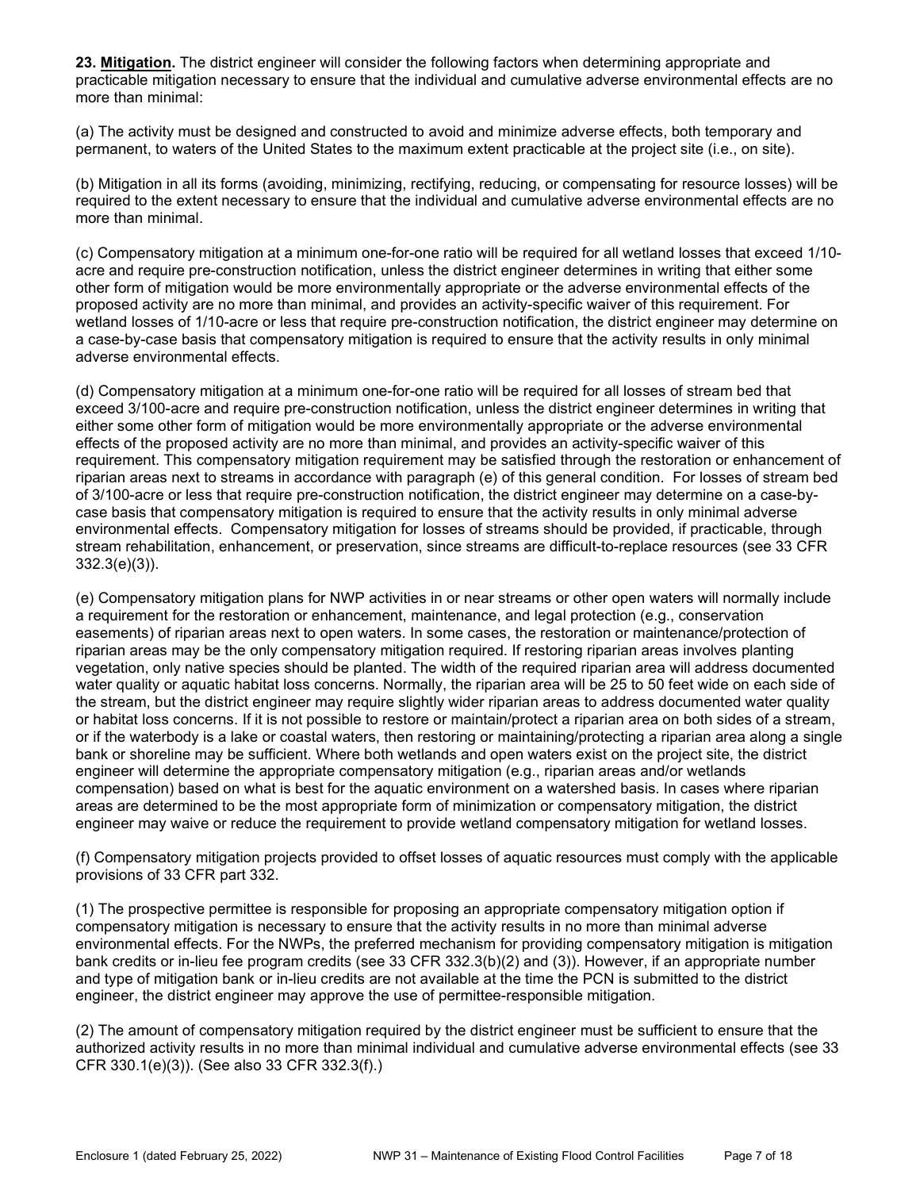**23. <u>Mitigation</u>.** The district engineer will consider the following factors when determining appropriate and practicable mitigation necessary to ensure that the individual and cumulative adverse environmental effects are no more than minimal:

(a) The activity must be designed and constructed to avoid and minimize adverse effects, both temporary and permanent, to waters of the United States to the maximum extent practicable at the project site (i.e., on site).

(b) Mitigation in all its forms (avoiding, minimizing, rectifying, reducing, or compensating for resource losses) will be required to the extent necessary to ensure that the individual and cumulative adverse environmental effects are no more than minimal.

(c) Compensatory mitigation at a minimum one-for-one ratio will be required for all wetland losses that exceed 1/10-acre and require pre-construction notification, unless the district engineer determines in writing that either some other form of mitigation would be more environmentally appropriate or the adverse environmental effects of the proposed activity are no more than minimal, and provides an activity-specific waiver of this requirement. For wetland losses of 1/10-acre or less that require pre-construction notification, the district engineer may determine on a case-by-case basis that compensatory mitigation is required to ensure that the activity results in only minimal adverse environmental effects.

(d) Compensatory mitigation at a minimum one-for-one ratio will be required for all losses of stream bed that exceed 3/100-acre and require pre-construction notification, unless the district engineer determines in writing that either some other form of mitigation would be more environmentally appropriate or the adverse environmental effects of the proposed activity are no more than minimal, and provides an activity-specific waiver of this requirement. This compensatory mitigation requirement may be satisfied through the restoration or enhancement of riparian areas next to streams in accordance with paragraph (e) of this general condition. For losses of stream bed of 3/100-acre or less that require pre-construction notification, the district engineer may determine on a case-by-case basis that compensatory mitigation is required to ensure that the activity results in only minimal adverse environmental effects. Compensatory mitigation for losses of streams should be provided, if practicable, through stream rehabilitation, enhancement, or preservation, since streams are difficult-to-replace resources (see 33 CFR 332.3(e)(3)).

(e) Compensatory mitigation plans for NWP activities in or near streams or other open waters will normally include a requirement for the restoration or enhancement, maintenance, and legal protection (e.g., conservation easements) of riparian areas next to open waters. In some cases, the restoration or maintenance/protection of riparian areas may be the only compensatory mitigation required. If restoring riparian areas involves planting vegetation, only native species should be planted. The width of the required riparian area will address documented water quality or aquatic habitat loss concerns. Normally, the riparian area will be 25 to 50 feet wide on each side of the stream, but the district engineer may require slightly wider riparian areas to address documented water quality or habitat loss concerns. If it is not possible to restore or maintain/protect a riparian area on both sides of a stream, or if the waterbody is a lake or coastal waters, then restoring or maintaining/protecting a riparian area along a single bank or shoreline may be sufficient. Where both wetlands and open waters exist on the project site, the district engineer will determine the appropriate compensatory mitigation (e.g., riparian areas and/or wetlands compensation) based on what is best for the aquatic environment on a watershed basis. In cases where riparian areas are determined to be the most appropriate form of minimization or compensatory mitigation, the district engineer may waive or reduce the requirement to provide wetland compensatory mitigation for wetland losses.

(f) Compensatory mitigation projects provided to offset losses of aquatic resources must comply with the applicable provisions of 33 CFR part 332.

(1) The prospective permittee is responsible for proposing an appropriate compensatory mitigation option if compensatory mitigation is necessary to ensure that the activity results in no more than minimal adverse environmental effects. For the NWPs, the preferred mechanism for providing compensatory mitigation is mitigation bank credits or in-lieu fee program credits (see 33 CFR 332.3(b)(2) and (3)). However, if an appropriate number and type of mitigation bank or in-lieu credits are not available at the time the PCN is submitted to the district engineer, the district engineer may approve the use of permittee-responsible mitigation.

(2) The amount of compensatory mitigation required by the district engineer must be sufficient to ensure that the authorized activity results in no more than minimal individual and cumulative adverse environmental effects (see 33 CFR 330.1(e)(3)). (See also 33 CFR 332.3(f).)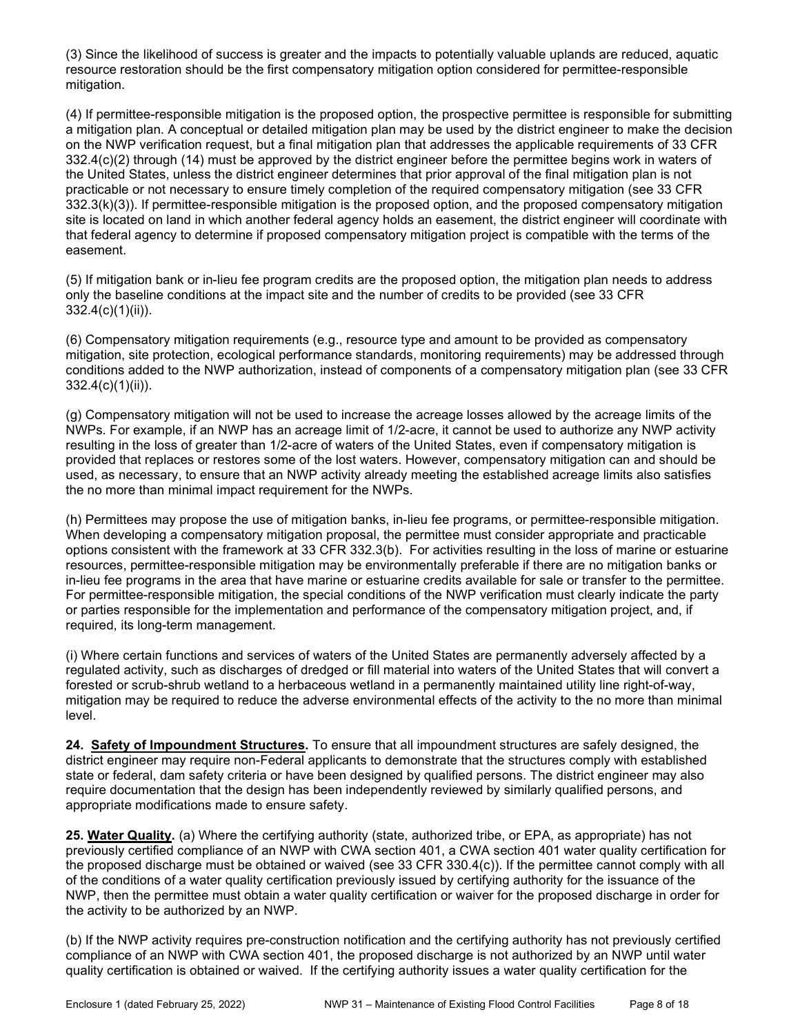(3) Since the likelihood of success is greater and the impacts to potentially valuable uplands are reduced, aquatic resource restoration should be the first compensatory mitigation option considered for permittee-responsible mitigation.

(4) If permittee-responsible mitigation is the proposed option, the prospective permittee is responsible for submitting a mitigation plan. A conceptual or detailed mitigation plan may be used by the district engineer to make the decision on the NWP verification request, but a final mitigation plan that addresses the applicable requirements of 33 CFR 332.4(c)(2) through (14) must be approved by the district engineer before the permittee begins work in waters of the United States, unless the district engineer determines that prior approval of the final mitigation plan is not practicable or not necessary to ensure timely completion of the required compensatory mitigation (see 33 CFR 332.3(k)(3)). If permittee-responsible mitigation is the proposed option, and the proposed compensatory mitigation site is located on land in which another federal agency holds an easement, the district engineer will coordinate with that federal agency to determine if proposed compensatory mitigation project is compatible with the terms of the easement.

(5) If mitigation bank or in-lieu fee program credits are the proposed option, the mitigation plan needs to address only the baseline conditions at the impact site and the number of credits to be provided (see 33 CFR 332.4(c)(1)(ii)).

(6) Compensatory mitigation requirements (e.g., resource type and amount to be provided as compensatory mitigation, site protection, ecological performance standards, monitoring requirements) may be addressed through conditions added to the NWP authorization, instead of components of a compensatory mitigation plan (see 33 CFR 332.4(c)(1)(ii)).

(g) Compensatory mitigation will not be used to increase the acreage losses allowed by the acreage limits of the NWPs. For example, if an NWP has an acreage limit of 1/2-acre, it cannot be used to authorize any NWP activity resulting in the loss of greater than 1/2-acre of waters of the United States, even if compensatory mitigation is provided that replaces or restores some of the lost waters. However, compensatory mitigation can and should be used, as necessary, to ensure that an NWP activity already meeting the established acreage limits also satisfies the no more than minimal impact requirement for the NWPs.

(h) Permittees may propose the use of mitigation banks, in-lieu fee programs, or permittee-responsible mitigation. When developing a compensatory mitigation proposal, the permittee must consider appropriate and practicable options consistent with the framework at 33 CFR 332.3(b). For activities resulting in the loss of marine or estuarine resources, permittee-responsible mitigation may be environmentally preferable if there are no mitigation banks or in-lieu fee programs in the area that have marine or estuarine credits available for sale or transfer to the permittee. For permittee-responsible mitigation, the special conditions of the NWP verification must clearly indicate the party or parties responsible for the implementation and performance of the compensatory mitigation project, and, if required, its long-term management.

(i) Where certain functions and services of waters of the United States are permanently adversely affected by a regulated activity, such as discharges of dredged or fill material into waters of the United States that will convert a forested or scrub-shrub wetland to a herbaceous wetland in a permanently maintained utility line right-of-way, mitigation may be required to reduce the adverse environmental effects of the activity to the no more than minimal level.

**24. Safety of Impoundment Structures.** To ensure that all impoundment structures are safely designed, the district engineer may require non-Federal applicants to demonstrate that the structures comply with established state or federal, dam safety criteria or have been designed by qualified persons. The district engineer may also require documentation that the design has been independently reviewed by similarly qualified persons, and appropriate modifications made to ensure safety.

**25. Water Quality.** (a) Where the certifying authority (state, authorized tribe, or EPA, as appropriate) has not previously certified compliance of an NWP with CWA section 401, a CWA section 401 water quality certification for the proposed discharge must be obtained or waived (see 33 CFR 330.4(c)). If the permittee cannot comply with all of the conditions of a water quality certification previously issued by certifying authority for the issuance of the NWP, then the permittee must obtain a water quality certification or waiver for the proposed discharge in order for the activity to be authorized by an NWP.

(b) If the NWP activity requires pre-construction notification and the certifying authority has not previously certified compliance of an NWP with CWA section 401, the proposed discharge is not authorized by an NWP until water quality certification is obtained or waived. If the certifying authority issues a water quality certification for the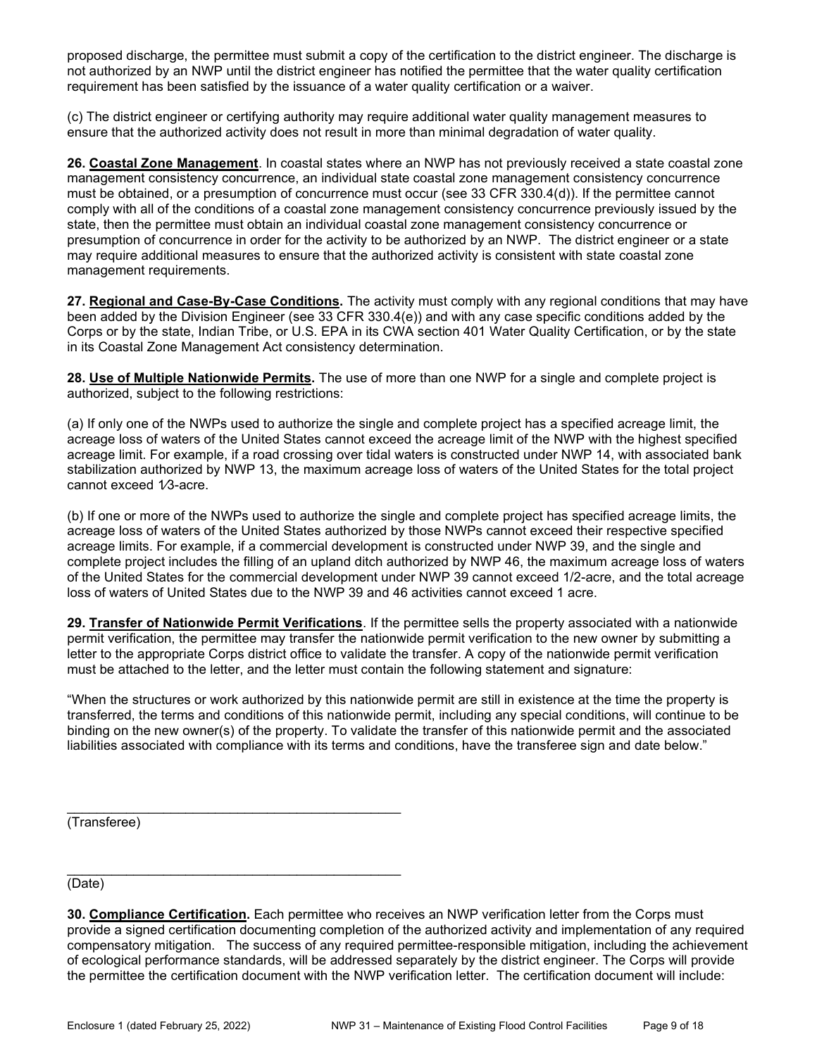proposed discharge, the permittee must submit a copy of the certification to the district engineer. The discharge is not authorized by an NWP until the district engineer has notified the permittee that the water quality certification requirement has been satisfied by the issuance of a water quality certification or a waiver.

(c) The district engineer or certifying authority may require additional water quality management measures to ensure that the authorized activity does not result in more than minimal degradation of water quality.

**26. Coastal Zone Management**. In coastal states where an NWP has not previously received a state coastal zone management consistency concurrence, an individual state coastal zone management consistency concurrence must be obtained, or a presumption of concurrence must occur (see 33 CFR 330.4(d)). If the permittee cannot comply with all of the conditions of a coastal zone management consistency concurrence previously issued by the state, then the permittee must obtain an individual coastal zone management consistency concurrence or presumption of concurrence in order for the activity to be authorized by an NWP. The district engineer or a state may require additional measures to ensure that the authorized activity is consistent with state coastal zone management requirements.

**27. Regional and Case-By-Case Conditions.** The activity must comply with any regional conditions that may have been added by the Division Engineer (see 33 CFR 330.4(e)) and with any case specific conditions added by the Corps or by the state, Indian Tribe, or U.S. EPA in its CWA section 401 Water Quality Certification, or by the state in its Coastal Zone Management Act consistency determination.

**28. Use of Multiple Nationwide Permits.** The use of more than one NWP for a single and complete project is authorized, subject to the following restrictions:

(a) If only one of the NWPs used to authorize the single and complete project has a specified acreage limit, the acreage loss of waters of the United States cannot exceed the acreage limit of the NWP with the highest specified acreage limit. For example, if a road crossing over tidal waters is constructed under NWP 14, with associated bank stabilization authorized by NWP 13, the maximum acreage loss of waters of the United States for the total project cannot exceed 1⁄3-acre.

(b) If one or more of the NWPs used to authorize the single and complete project has specified acreage limits, the acreage loss of waters of the United States authorized by those NWPs cannot exceed their respective specified acreage limits. For example, if a commercial development is constructed under NWP 39, and the single and complete project includes the filling of an upland ditch authorized by NWP 46, the maximum acreage loss of waters of the United States for the commercial development under NWP 39 cannot exceed 1/2-acre, and the total acreage loss of waters of United States due to the NWP 39 and 46 activities cannot exceed 1 acre.

**29. Transfer of Nationwide Permit Verifications**. If the permittee sells the property associated with a nationwide permit verification, the permittee may transfer the nationwide permit verification to the new owner by submitting a letter to the appropriate Corps district office to validate the transfer. A copy of the nationwide permit verification must be attached to the letter, and the letter must contain the following statement and signature:

"When the structures or work authorized by this nationwide permit are still in existence at the time the property is transferred, the terms and conditions of this nationwide permit, including any special conditions, will continue to be binding on the new owner(s) of the property. To validate the transfer of this nationwide permit and the associated liabilities associated with compliance with its terms and conditions, have the transferee sign and date below."

_______________________________________________
(Transferee)

_______________________________________________
(Date)

**30. Compliance Certification.** Each permittee who receives an NWP verification letter from the Corps must provide a signed certification documenting completion of the authorized activity and implementation of any required compensatory mitigation. The success of any required permittee-responsible mitigation, including the achievement of ecological performance standards, will be addressed separately by the district engineer. The Corps will provide the permittee the certification document with the NWP verification letter. The certification document will include: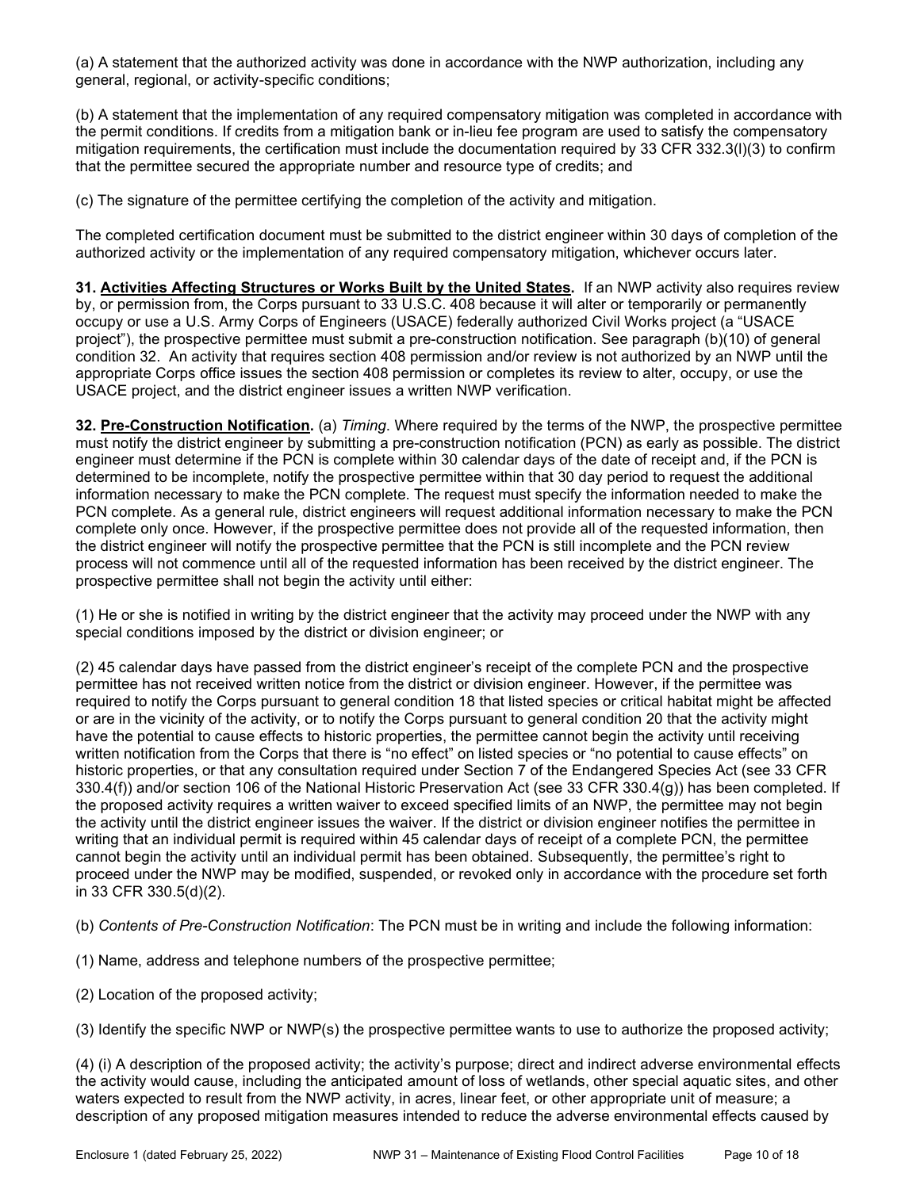(a) A statement that the authorized activity was done in accordance with the NWP authorization, including any general, regional, or activity-specific conditions;

(b) A statement that the implementation of any required compensatory mitigation was completed in accordance with the permit conditions. If credits from a mitigation bank or in-lieu fee program are used to satisfy the compensatory mitigation requirements, the certification must include the documentation required by 33 CFR 332.3(l)(3) to confirm that the permittee secured the appropriate number and resource type of credits; and

(c) The signature of the permittee certifying the completion of the activity and mitigation.

The completed certification document must be submitted to the district engineer within 30 days of completion of the authorized activity or the implementation of any required compensatory mitigation, whichever occurs later.

**31. Activities Affecting Structures or Works Built by the United States.** If an NWP activity also requires review by, or permission from, the Corps pursuant to 33 U.S.C. 408 because it will alter or temporarily or permanently occupy or use a U.S. Army Corps of Engineers (USACE) federally authorized Civil Works project (a "USACE project"), the prospective permittee must submit a pre-construction notification. See paragraph (b)(10) of general condition 32. An activity that requires section 408 permission and/or review is not authorized by an NWP until the appropriate Corps office issues the section 408 permission or completes its review to alter, occupy, or use the USACE project, and the district engineer issues a written NWP verification.

**32. Pre-Construction Notification.** (a) *Timing*. Where required by the terms of the NWP, the prospective permittee must notify the district engineer by submitting a pre-construction notification (PCN) as early as possible. The district engineer must determine if the PCN is complete within 30 calendar days of the date of receipt and, if the PCN is determined to be incomplete, notify the prospective permittee within that 30 day period to request the additional information necessary to make the PCN complete. The request must specify the information needed to make the PCN complete. As a general rule, district engineers will request additional information necessary to make the PCN complete only once. However, if the prospective permittee does not provide all of the requested information, then the district engineer will notify the prospective permittee that the PCN is still incomplete and the PCN review process will not commence until all of the requested information has been received by the district engineer. The prospective permittee shall not begin the activity until either:

(1) He or she is notified in writing by the district engineer that the activity may proceed under the NWP with any special conditions imposed by the district or division engineer; or

(2) 45 calendar days have passed from the district engineer's receipt of the complete PCN and the prospective permittee has not received written notice from the district or division engineer. However, if the permittee was required to notify the Corps pursuant to general condition 18 that listed species or critical habitat might be affected or are in the vicinity of the activity, or to notify the Corps pursuant to general condition 20 that the activity might have the potential to cause effects to historic properties, the permittee cannot begin the activity until receiving written notification from the Corps that there is "no effect" on listed species or "no potential to cause effects" on historic properties, or that any consultation required under Section 7 of the Endangered Species Act (see 33 CFR 330.4(f)) and/or section 106 of the National Historic Preservation Act (see 33 CFR 330.4(g)) has been completed. If the proposed activity requires a written waiver to exceed specified limits of an NWP, the permittee may not begin the activity until the district engineer issues the waiver. If the district or division engineer notifies the permittee in writing that an individual permit is required within 45 calendar days of receipt of a complete PCN, the permittee cannot begin the activity until an individual permit has been obtained. Subsequently, the permittee's right to proceed under the NWP may be modified, suspended, or revoked only in accordance with the procedure set forth in 33 CFR 330.5(d)(2).

(b) *Contents of Pre-Construction Notification*: The PCN must be in writing and include the following information:

(1) Name, address and telephone numbers of the prospective permittee;

(2) Location of the proposed activity;

(3) Identify the specific NWP or NWP(s) the prospective permittee wants to use to authorize the proposed activity;

(4) (i) A description of the proposed activity; the activity's purpose; direct and indirect adverse environmental effects the activity would cause, including the anticipated amount of loss of wetlands, other special aquatic sites, and other waters expected to result from the NWP activity, in acres, linear feet, or other appropriate unit of measure; a description of any proposed mitigation measures intended to reduce the adverse environmental effects caused by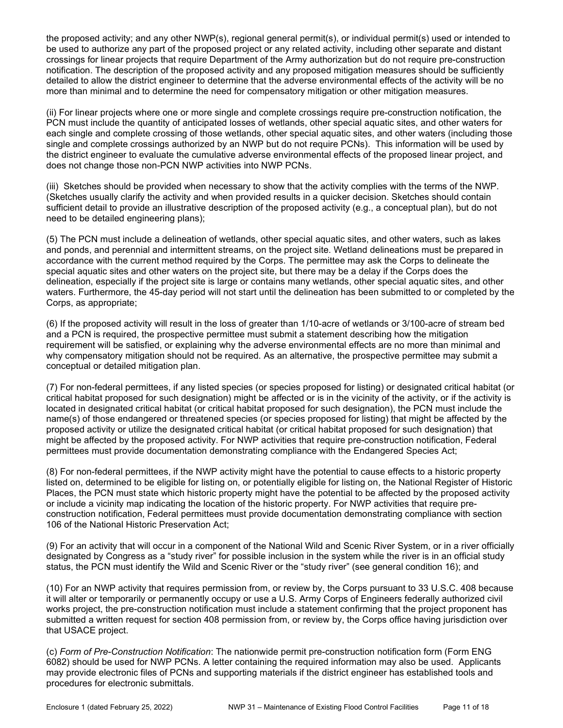the proposed activity; and any other NWP(s), regional general permit(s), or individual permit(s) used or intended to be used to authorize any part of the proposed project or any related activity, including other separate and distant crossings for linear projects that require Department of the Army authorization but do not require pre-construction notification. The description of the proposed activity and any proposed mitigation measures should be sufficiently detailed to allow the district engineer to determine that the adverse environmental effects of the activity will be no more than minimal and to determine the need for compensatory mitigation or other mitigation measures.

(ii) For linear projects where one or more single and complete crossings require pre-construction notification, the PCN must include the quantity of anticipated losses of wetlands, other special aquatic sites, and other waters for each single and complete crossing of those wetlands, other special aquatic sites, and other waters (including those single and complete crossings authorized by an NWP but do not require PCNs). This information will be used by the district engineer to evaluate the cumulative adverse environmental effects of the proposed linear project, and does not change those non-PCN NWP activities into NWP PCNs.

(iii) Sketches should be provided when necessary to show that the activity complies with the terms of the NWP. (Sketches usually clarify the activity and when provided results in a quicker decision. Sketches should contain sufficient detail to provide an illustrative description of the proposed activity (e.g., a conceptual plan), but do not need to be detailed engineering plans);

(5) The PCN must include a delineation of wetlands, other special aquatic sites, and other waters, such as lakes and ponds, and perennial and intermittent streams, on the project site. Wetland delineations must be prepared in accordance with the current method required by the Corps. The permittee may ask the Corps to delineate the special aquatic sites and other waters on the project site, but there may be a delay if the Corps does the delineation, especially if the project site is large or contains many wetlands, other special aquatic sites, and other waters. Furthermore, the 45-day period will not start until the delineation has been submitted to or completed by the Corps, as appropriate;

(6) If the proposed activity will result in the loss of greater than 1/10-acre of wetlands or 3/100-acre of stream bed and a PCN is required, the prospective permittee must submit a statement describing how the mitigation requirement will be satisfied, or explaining why the adverse environmental effects are no more than minimal and why compensatory mitigation should not be required. As an alternative, the prospective permittee may submit a conceptual or detailed mitigation plan.

(7) For non-federal permittees, if any listed species (or species proposed for listing) or designated critical habitat (or critical habitat proposed for such designation) might be affected or is in the vicinity of the activity, or if the activity is located in designated critical habitat (or critical habitat proposed for such designation), the PCN must include the name(s) of those endangered or threatened species (or species proposed for listing) that might be affected by the proposed activity or utilize the designated critical habitat (or critical habitat proposed for such designation) that might be affected by the proposed activity. For NWP activities that require pre-construction notification, Federal permittees must provide documentation demonstrating compliance with the Endangered Species Act;

(8) For non-federal permittees, if the NWP activity might have the potential to cause effects to a historic property listed on, determined to be eligible for listing on, or potentially eligible for listing on, the National Register of Historic Places, the PCN must state which historic property might have the potential to be affected by the proposed activity or include a vicinity map indicating the location of the historic property. For NWP activities that require pre-construction notification, Federal permittees must provide documentation demonstrating compliance with section 106 of the National Historic Preservation Act;

(9) For an activity that will occur in a component of the National Wild and Scenic River System, or in a river officially designated by Congress as a "study river" for possible inclusion in the system while the river is in an official study status, the PCN must identify the Wild and Scenic River or the "study river" (see general condition 16); and

(10) For an NWP activity that requires permission from, or review by, the Corps pursuant to 33 U.S.C. 408 because it will alter or temporarily or permanently occupy or use a U.S. Army Corps of Engineers federally authorized civil works project, the pre-construction notification must include a statement confirming that the project proponent has submitted a written request for section 408 permission from, or review by, the Corps office having jurisdiction over that USACE project.

(c) *Form of Pre-Construction Notification*: The nationwide permit pre-construction notification form (Form ENG 6082) should be used for NWP PCNs. A letter containing the required information may also be used. Applicants may provide electronic files of PCNs and supporting materials if the district engineer has established tools and procedures for electronic submittals.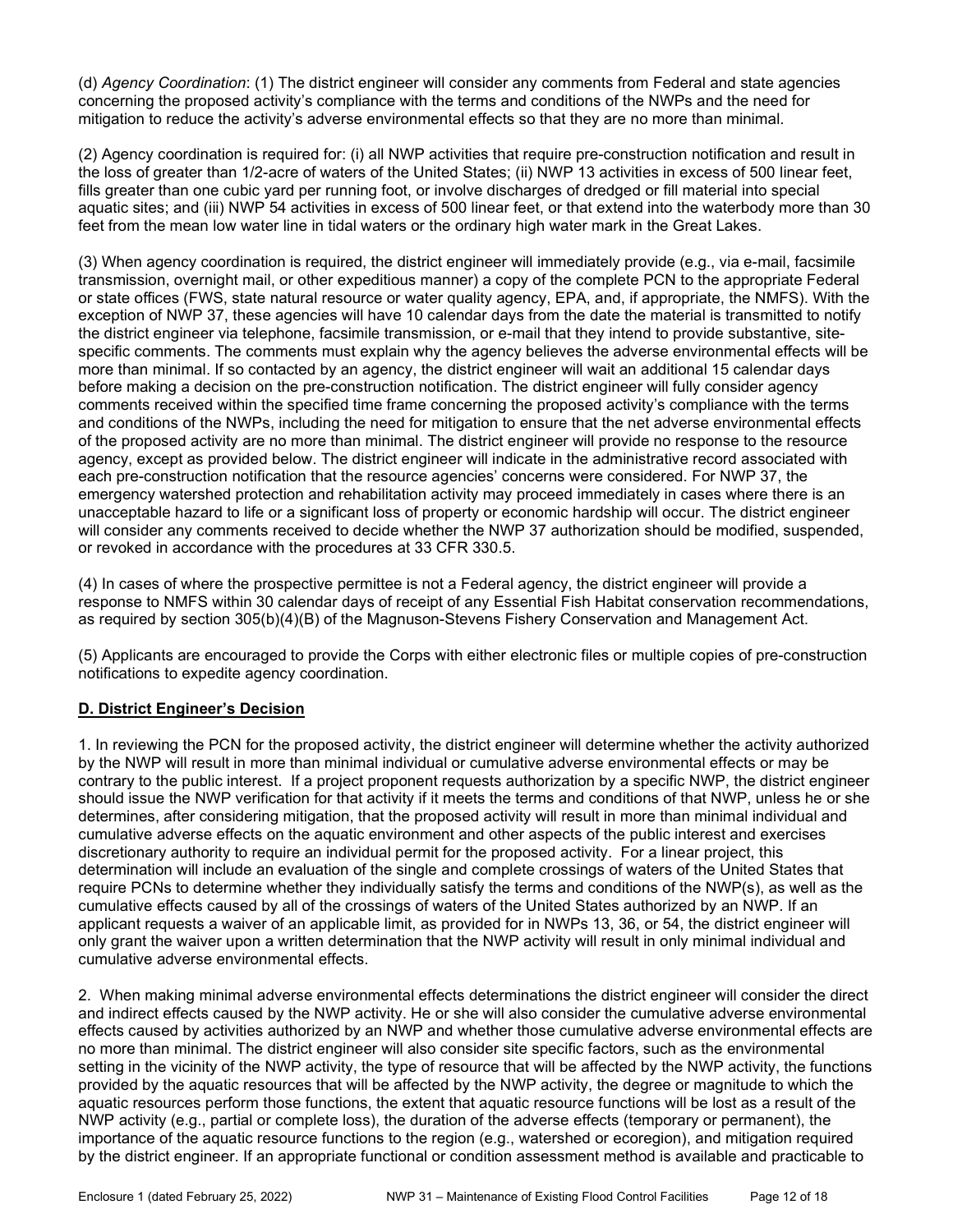(d) *Agency Coordination*: (1) The district engineer will consider any comments from Federal and state agencies concerning the proposed activity's compliance with the terms and conditions of the NWPs and the need for mitigation to reduce the activity's adverse environmental effects so that they are no more than minimal.

(2) Agency coordination is required for: (i) all NWP activities that require pre-construction notification and result in the loss of greater than 1/2-acre of waters of the United States; (ii) NWP 13 activities in excess of 500 linear feet, fills greater than one cubic yard per running foot, or involve discharges of dredged or fill material into special aquatic sites; and (iii) NWP 54 activities in excess of 500 linear feet, or that extend into the waterbody more than 30 feet from the mean low water line in tidal waters or the ordinary high water mark in the Great Lakes.

(3) When agency coordination is required, the district engineer will immediately provide (e.g., via e-mail, facsimile transmission, overnight mail, or other expeditious manner) a copy of the complete PCN to the appropriate Federal or state offices (FWS, state natural resource or water quality agency, EPA, and, if appropriate, the NMFS). With the exception of NWP 37, these agencies will have 10 calendar days from the date the material is transmitted to notify the district engineer via telephone, facsimile transmission, or e-mail that they intend to provide substantive, site-specific comments. The comments must explain why the agency believes the adverse environmental effects will be more than minimal. If so contacted by an agency, the district engineer will wait an additional 15 calendar days before making a decision on the pre-construction notification. The district engineer will fully consider agency comments received within the specified time frame concerning the proposed activity's compliance with the terms and conditions of the NWPs, including the need for mitigation to ensure that the net adverse environmental effects of the proposed activity are no more than minimal. The district engineer will provide no response to the resource agency, except as provided below. The district engineer will indicate in the administrative record associated with each pre-construction notification that the resource agencies' concerns were considered. For NWP 37, the emergency watershed protection and rehabilitation activity may proceed immediately in cases where there is an unacceptable hazard to life or a significant loss of property or economic hardship will occur. The district engineer will consider any comments received to decide whether the NWP 37 authorization should be modified, suspended, or revoked in accordance with the procedures at 33 CFR 330.5.

(4) In cases of where the prospective permittee is not a Federal agency, the district engineer will provide a response to NMFS within 30 calendar days of receipt of any Essential Fish Habitat conservation recommendations, as required by section 305(b)(4)(B) of the Magnuson-Stevens Fishery Conservation and Management Act.

(5) Applicants are encouraged to provide the Corps with either electronic files or multiple copies of pre-construction notifications to expedite agency coordination.

## D. District Engineer's Decision

1. In reviewing the PCN for the proposed activity, the district engineer will determine whether the activity authorized by the NWP will result in more than minimal individual or cumulative adverse environmental effects or may be contrary to the public interest. If a project proponent requests authorization by a specific NWP, the district engineer should issue the NWP verification for that activity if it meets the terms and conditions of that NWP, unless he or she determines, after considering mitigation, that the proposed activity will result in more than minimal individual and cumulative adverse effects on the aquatic environment and other aspects of the public interest and exercises discretionary authority to require an individual permit for the proposed activity. For a linear project, this determination will include an evaluation of the single and complete crossings of waters of the United States that require PCNs to determine whether they individually satisfy the terms and conditions of the NWP(s), as well as the cumulative effects caused by all of the crossings of waters of the United States authorized by an NWP. If an applicant requests a waiver of an applicable limit, as provided for in NWPs 13, 36, or 54, the district engineer will only grant the waiver upon a written determination that the NWP activity will result in only minimal individual and cumulative adverse environmental effects.

2. When making minimal adverse environmental effects determinations the district engineer will consider the direct and indirect effects caused by the NWP activity. He or she will also consider the cumulative adverse environmental effects caused by activities authorized by an NWP and whether those cumulative adverse environmental effects are no more than minimal. The district engineer will also consider site specific factors, such as the environmental setting in the vicinity of the NWP activity, the type of resource that will be affected by the NWP activity, the functions provided by the aquatic resources that will be affected by the NWP activity, the degree or magnitude to which the aquatic resources perform those functions, the extent that aquatic resource functions will be lost as a result of the NWP activity (e.g., partial or complete loss), the duration of the adverse effects (temporary or permanent), the importance of the aquatic resource functions to the region (e.g., watershed or ecoregion), and mitigation required by the district engineer. If an appropriate functional or condition assessment method is available and practicable to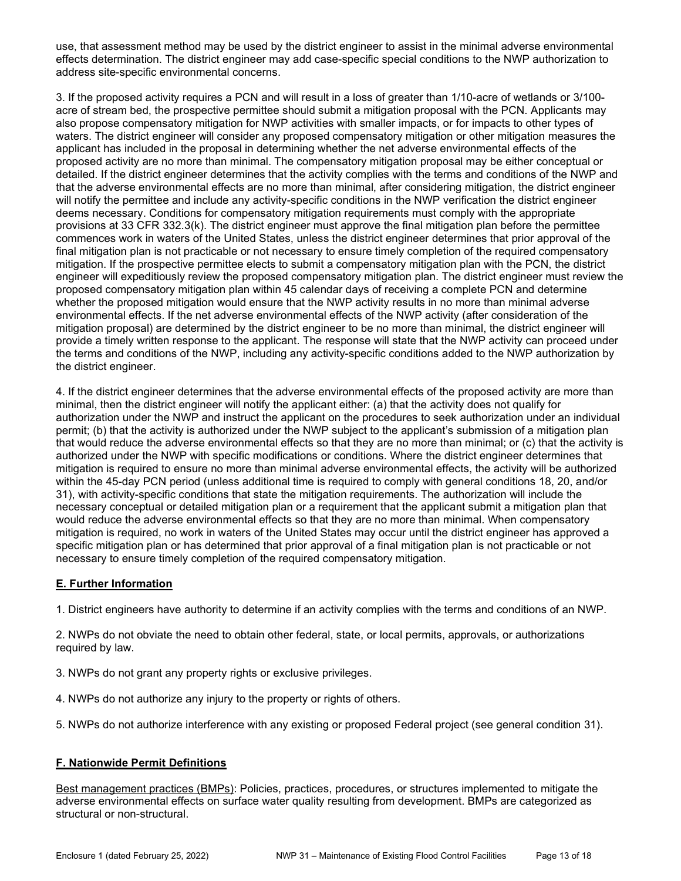use, that assessment method may be used by the district engineer to assist in the minimal adverse environmental effects determination. The district engineer may add case-specific special conditions to the NWP authorization to address site-specific environmental concerns.

3. If the proposed activity requires a PCN and will result in a loss of greater than 1/10-acre of wetlands or 3/100-acre of stream bed, the prospective permittee should submit a mitigation proposal with the PCN. Applicants may also propose compensatory mitigation for NWP activities with smaller impacts, or for impacts to other types of waters. The district engineer will consider any proposed compensatory mitigation or other mitigation measures the applicant has included in the proposal in determining whether the net adverse environmental effects of the proposed activity are no more than minimal. The compensatory mitigation proposal may be either conceptual or detailed. If the district engineer determines that the activity complies with the terms and conditions of the NWP and that the adverse environmental effects are no more than minimal, after considering mitigation, the district engineer will notify the permittee and include any activity-specific conditions in the NWP verification the district engineer deems necessary. Conditions for compensatory mitigation requirements must comply with the appropriate provisions at 33 CFR 332.3(k). The district engineer must approve the final mitigation plan before the permittee commences work in waters of the United States, unless the district engineer determines that prior approval of the final mitigation plan is not practicable or not necessary to ensure timely completion of the required compensatory mitigation. If the prospective permittee elects to submit a compensatory mitigation plan with the PCN, the district engineer will expeditiously review the proposed compensatory mitigation plan. The district engineer must review the proposed compensatory mitigation plan within 45 calendar days of receiving a complete PCN and determine whether the proposed mitigation would ensure that the NWP activity results in no more than minimal adverse environmental effects. If the net adverse environmental effects of the NWP activity (after consideration of the mitigation proposal) are determined by the district engineer to be no more than minimal, the district engineer will provide a timely written response to the applicant. The response will state that the NWP activity can proceed under the terms and conditions of the NWP, including any activity-specific conditions added to the NWP authorization by the district engineer.

4. If the district engineer determines that the adverse environmental effects of the proposed activity are more than minimal, then the district engineer will notify the applicant either: (a) that the activity does not qualify for authorization under the NWP and instruct the applicant on the procedures to seek authorization under an individual permit; (b) that the activity is authorized under the NWP subject to the applicant's submission of a mitigation plan that would reduce the adverse environmental effects so that they are no more than minimal; or (c) that the activity is authorized under the NWP with specific modifications or conditions. Where the district engineer determines that mitigation is required to ensure no more than minimal adverse environmental effects, the activity will be authorized within the 45-day PCN period (unless additional time is required to comply with general conditions 18, 20, and/or 31), with activity-specific conditions that state the mitigation requirements. The authorization will include the necessary conceptual or detailed mitigation plan or a requirement that the applicant submit a mitigation plan that would reduce the adverse environmental effects so that they are no more than minimal. When compensatory mitigation is required, no work in waters of the United States may occur until the district engineer has approved a specific mitigation plan or has determined that prior approval of a final mitigation plan is not practicable or not necessary to ensure timely completion of the required compensatory mitigation.

## E. Further Information

1. District engineers have authority to determine if an activity complies with the terms and conditions of an NWP.

2. NWPs do not obviate the need to obtain other federal, state, or local permits, approvals, or authorizations required by law.

3. NWPs do not grant any property rights or exclusive privileges.

4. NWPs do not authorize any injury to the property or rights of others.

5. NWPs do not authorize interference with any existing or proposed Federal project (see general condition 31).

## F. Nationwide Permit Definitions

Best management practices (BMPs): Policies, practices, procedures, or structures implemented to mitigate the adverse environmental effects on surface water quality resulting from development. BMPs are categorized as structural or non-structural.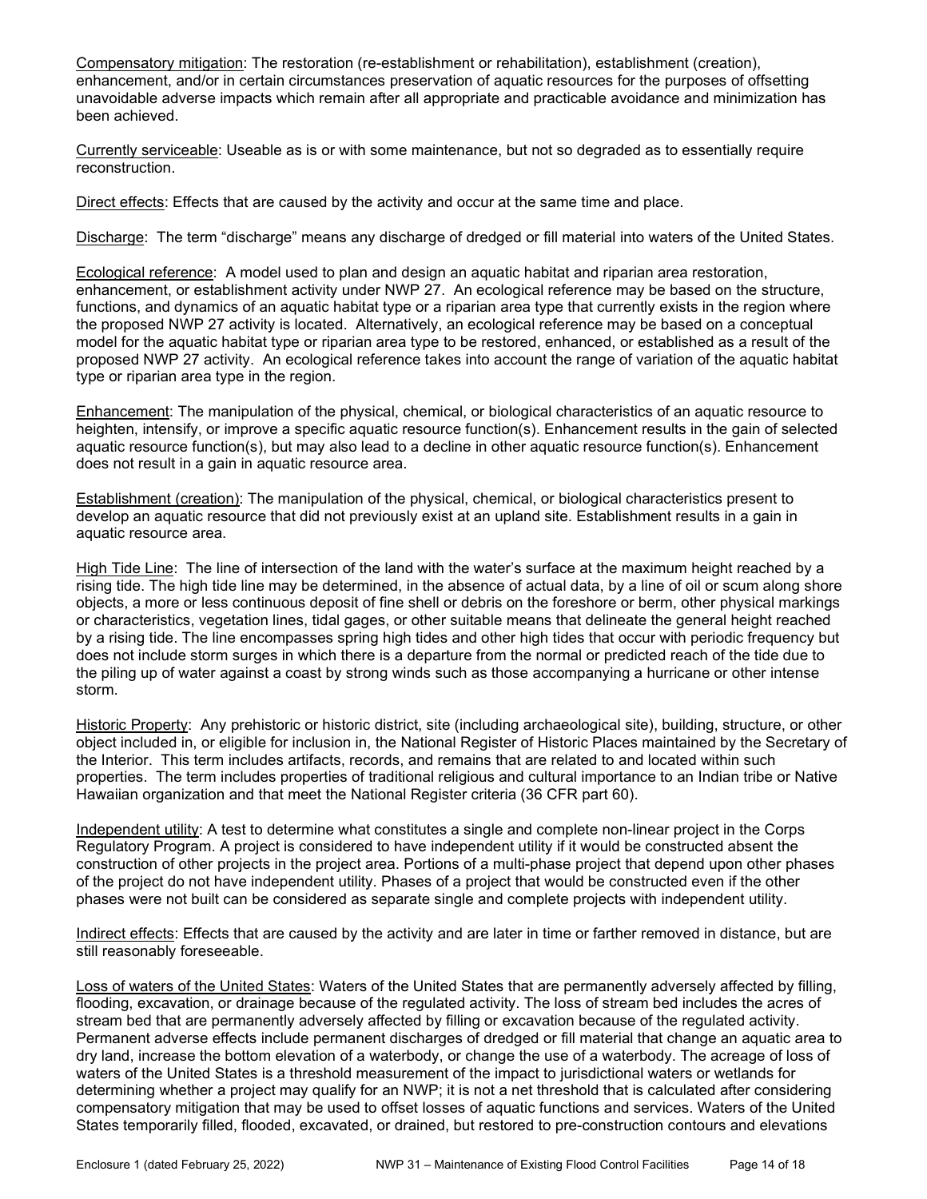Compensatory mitigation: The restoration (re-establishment or rehabilitation), establishment (creation), enhancement, and/or in certain circumstances preservation of aquatic resources for the purposes of offsetting unavoidable adverse impacts which remain after all appropriate and practicable avoidance and minimization has been achieved.

Currently serviceable: Useable as is or with some maintenance, but not so degraded as to essentially require reconstruction.

Direct effects: Effects that are caused by the activity and occur at the same time and place.

Discharge: The term "discharge" means any discharge of dredged or fill material into waters of the United States.

Ecological reference: A model used to plan and design an aquatic habitat and riparian area restoration, enhancement, or establishment activity under NWP 27. An ecological reference may be based on the structure, functions, and dynamics of an aquatic habitat type or a riparian area type that currently exists in the region where the proposed NWP 27 activity is located. Alternatively, an ecological reference may be based on a conceptual model for the aquatic habitat type or riparian area type to be restored, enhanced, or established as a result of the proposed NWP 27 activity. An ecological reference takes into account the range of variation of the aquatic habitat type or riparian area type in the region.

Enhancement: The manipulation of the physical, chemical, or biological characteristics of an aquatic resource to heighten, intensify, or improve a specific aquatic resource function(s). Enhancement results in the gain of selected aquatic resource function(s), but may also lead to a decline in other aquatic resource function(s). Enhancement does not result in a gain in aquatic resource area.

Establishment (creation): The manipulation of the physical, chemical, or biological characteristics present to develop an aquatic resource that did not previously exist at an upland site. Establishment results in a gain in aquatic resource area.

High Tide Line: The line of intersection of the land with the water's surface at the maximum height reached by a rising tide. The high tide line may be determined, in the absence of actual data, by a line of oil or scum along shore objects, a more or less continuous deposit of fine shell or debris on the foreshore or berm, other physical markings or characteristics, vegetation lines, tidal gages, or other suitable means that delineate the general height reached by a rising tide. The line encompasses spring high tides and other high tides that occur with periodic frequency but does not include storm surges in which there is a departure from the normal or predicted reach of the tide due to the piling up of water against a coast by strong winds such as those accompanying a hurricane or other intense storm.

Historic Property: Any prehistoric or historic district, site (including archaeological site), building, structure, or other object included in, or eligible for inclusion in, the National Register of Historic Places maintained by the Secretary of the Interior. This term includes artifacts, records, and remains that are related to and located within such properties. The term includes properties of traditional religious and cultural importance to an Indian tribe or Native Hawaiian organization and that meet the National Register criteria (36 CFR part 60).

Independent utility: A test to determine what constitutes a single and complete non-linear project in the Corps Regulatory Program. A project is considered to have independent utility if it would be constructed absent the construction of other projects in the project area. Portions of a multi-phase project that depend upon other phases of the project do not have independent utility. Phases of a project that would be constructed even if the other phases were not built can be considered as separate single and complete projects with independent utility.

Indirect effects: Effects that are caused by the activity and are later in time or farther removed in distance, but are still reasonably foreseeable.

Loss of waters of the United States: Waters of the United States that are permanently adversely affected by filling, flooding, excavation, or drainage because of the regulated activity. The loss of stream bed includes the acres of stream bed that are permanently adversely affected by filling or excavation because of the regulated activity. Permanent adverse effects include permanent discharges of dredged or fill material that change an aquatic area to dry land, increase the bottom elevation of a waterbody, or change the use of a waterbody. The acreage of loss of waters of the United States is a threshold measurement of the impact to jurisdictional waters or wetlands for determining whether a project may qualify for an NWP; it is not a net threshold that is calculated after considering compensatory mitigation that may be used to offset losses of aquatic functions and services. Waters of the United States temporarily filled, flooded, excavated, or drained, but restored to pre-construction contours and elevations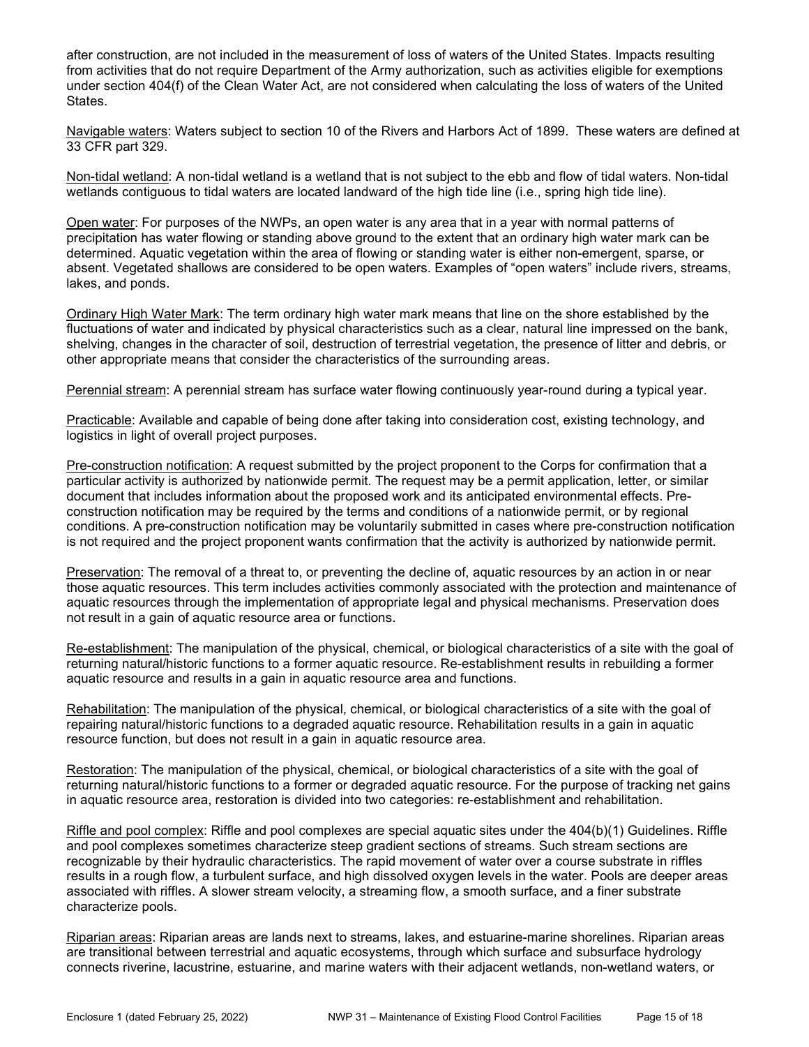after construction, are not included in the measurement of loss of waters of the United States. Impacts resulting from activities that do not require Department of the Army authorization, such as activities eligible for exemptions under section 404(f) of the Clean Water Act, are not considered when calculating the loss of waters of the United States.

Navigable waters: Waters subject to section 10 of the Rivers and Harbors Act of 1899. These waters are defined at 33 CFR part 329.

Non-tidal wetland: A non-tidal wetland is a wetland that is not subject to the ebb and flow of tidal waters. Non-tidal wetlands contiguous to tidal waters are located landward of the high tide line (i.e., spring high tide line).

Open water: For purposes of the NWPs, an open water is any area that in a year with normal patterns of precipitation has water flowing or standing above ground to the extent that an ordinary high water mark can be determined. Aquatic vegetation within the area of flowing or standing water is either non-emergent, sparse, or absent. Vegetated shallows are considered to be open waters. Examples of "open waters" include rivers, streams, lakes, and ponds.

Ordinary High Water Mark: The term ordinary high water mark means that line on the shore established by the fluctuations of water and indicated by physical characteristics such as a clear, natural line impressed on the bank, shelving, changes in the character of soil, destruction of terrestrial vegetation, the presence of litter and debris, or other appropriate means that consider the characteristics of the surrounding areas.

Perennial stream: A perennial stream has surface water flowing continuously year-round during a typical year.

Practicable: Available and capable of being done after taking into consideration cost, existing technology, and logistics in light of overall project purposes.

Pre-construction notification: A request submitted by the project proponent to the Corps for confirmation that a particular activity is authorized by nationwide permit. The request may be a permit application, letter, or similar document that includes information about the proposed work and its anticipated environmental effects. Pre-construction notification may be required by the terms and conditions of a nationwide permit, or by regional conditions. A pre-construction notification may be voluntarily submitted in cases where pre-construction notification is not required and the project proponent wants confirmation that the activity is authorized by nationwide permit.

Preservation: The removal of a threat to, or preventing the decline of, aquatic resources by an action in or near those aquatic resources. This term includes activities commonly associated with the protection and maintenance of aquatic resources through the implementation of appropriate legal and physical mechanisms. Preservation does not result in a gain of aquatic resource area or functions.

Re-establishment: The manipulation of the physical, chemical, or biological characteristics of a site with the goal of returning natural/historic functions to a former aquatic resource. Re-establishment results in rebuilding a former aquatic resource and results in a gain in aquatic resource area and functions.

Rehabilitation: The manipulation of the physical, chemical, or biological characteristics of a site with the goal of repairing natural/historic functions to a degraded aquatic resource. Rehabilitation results in a gain in aquatic resource function, but does not result in a gain in aquatic resource area.

Restoration: The manipulation of the physical, chemical, or biological characteristics of a site with the goal of returning natural/historic functions to a former or degraded aquatic resource. For the purpose of tracking net gains in aquatic resource area, restoration is divided into two categories: re-establishment and rehabilitation.

Riffle and pool complex: Riffle and pool complexes are special aquatic sites under the 404(b)(1) Guidelines. Riffle and pool complexes sometimes characterize steep gradient sections of streams. Such stream sections are recognizable by their hydraulic characteristics. The rapid movement of water over a course substrate in riffles results in a rough flow, a turbulent surface, and high dissolved oxygen levels in the water. Pools are deeper areas associated with riffles. A slower stream velocity, a streaming flow, a smooth surface, and a finer substrate characterize pools.

Riparian areas: Riparian areas are lands next to streams, lakes, and estuarine-marine shorelines. Riparian areas are transitional between terrestrial and aquatic ecosystems, through which surface and subsurface hydrology connects riverine, lacustrine, estuarine, and marine waters with their adjacent wetlands, non-wetland waters, or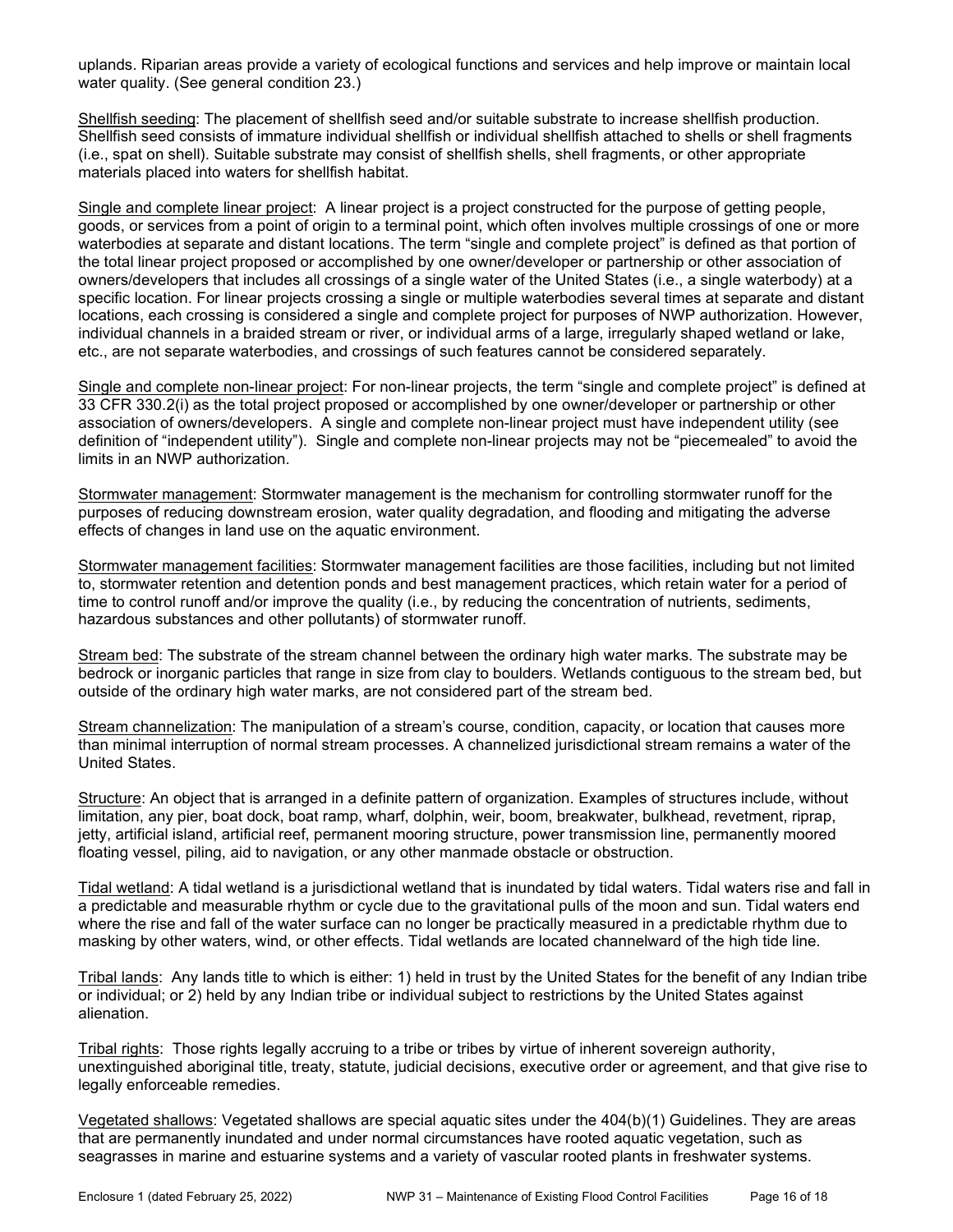uplands. Riparian areas provide a variety of ecological functions and services and help improve or maintain local water quality. (See general condition 23.)

<u>Shellfish seeding</u>: The placement of shellfish seed and/or suitable substrate to increase shellfish production. Shellfish seed consists of immature individual shellfish or individual shellfish attached to shells or shell fragments (i.e., spat on shell). Suitable substrate may consist of shellfish shells, shell fragments, or other appropriate materials placed into waters for shellfish habitat.

<u>Single and complete linear project</u>: A linear project is a project constructed for the purpose of getting people, goods, or services from a point of origin to a terminal point, which often involves multiple crossings of one or more waterbodies at separate and distant locations. The term "single and complete project" is defined as that portion of the total linear project proposed or accomplished by one owner/developer or partnership or other association of owners/developers that includes all crossings of a single water of the United States (i.e., a single waterbody) at a specific location. For linear projects crossing a single or multiple waterbodies several times at separate and distant locations, each crossing is considered a single and complete project for purposes of NWP authorization. However, individual channels in a braided stream or river, or individual arms of a large, irregularly shaped wetland or lake, etc., are not separate waterbodies, and crossings of such features cannot be considered separately.

<u>Single and complete non-linear project</u>: For non-linear projects, the term "single and complete project" is defined at 33 CFR 330.2(i) as the total project proposed or accomplished by one owner/developer or partnership or other association of owners/developers. A single and complete non-linear project must have independent utility (see definition of "independent utility"). Single and complete non-linear projects may not be "piecemealed" to avoid the limits in an NWP authorization.

<u>Stormwater management</u>: Stormwater management is the mechanism for controlling stormwater runoff for the purposes of reducing downstream erosion, water quality degradation, and flooding and mitigating the adverse effects of changes in land use on the aquatic environment.

<u>Stormwater management facilities</u>: Stormwater management facilities are those facilities, including but not limited to, stormwater retention and detention ponds and best management practices, which retain water for a period of time to control runoff and/or improve the quality (i.e., by reducing the concentration of nutrients, sediments, hazardous substances and other pollutants) of stormwater runoff.

<u>Stream bed</u>: The substrate of the stream channel between the ordinary high water marks. The substrate may be bedrock or inorganic particles that range in size from clay to boulders. Wetlands contiguous to the stream bed, but outside of the ordinary high water marks, are not considered part of the stream bed.

<u>Stream channelization</u>: The manipulation of a stream's course, condition, capacity, or location that causes more than minimal interruption of normal stream processes. A channelized jurisdictional stream remains a water of the United States.

<u>Structure</u>: An object that is arranged in a definite pattern of organization. Examples of structures include, without limitation, any pier, boat dock, boat ramp, wharf, dolphin, weir, boom, breakwater, bulkhead, revetment, riprap, jetty, artificial island, artificial reef, permanent mooring structure, power transmission line, permanently moored floating vessel, piling, aid to navigation, or any other manmade obstacle or obstruction.

<u>Tidal wetland</u>: A tidal wetland is a jurisdictional wetland that is inundated by tidal waters. Tidal waters rise and fall in a predictable and measurable rhythm or cycle due to the gravitational pulls of the moon and sun. Tidal waters end where the rise and fall of the water surface can no longer be practically measured in a predictable rhythm due to masking by other waters, wind, or other effects. Tidal wetlands are located channelward of the high tide line.

<u>Tribal lands</u>: Any lands title to which is either: 1) held in trust by the United States for the benefit of any Indian tribe or individual; or 2) held by any Indian tribe or individual subject to restrictions by the United States against alienation.

<u>Tribal rights</u>: Those rights legally accruing to a tribe or tribes by virtue of inherent sovereign authority, unextinguished aboriginal title, treaty, statute, judicial decisions, executive order or agreement, and that give rise to legally enforceable remedies.

<u>Vegetated shallows</u>: Vegetated shallows are special aquatic sites under the 404(b)(1) Guidelines. They are areas that are permanently inundated and under normal circumstances have rooted aquatic vegetation, such as seagrasses in marine and estuarine systems and a variety of vascular rooted plants in freshwater systems.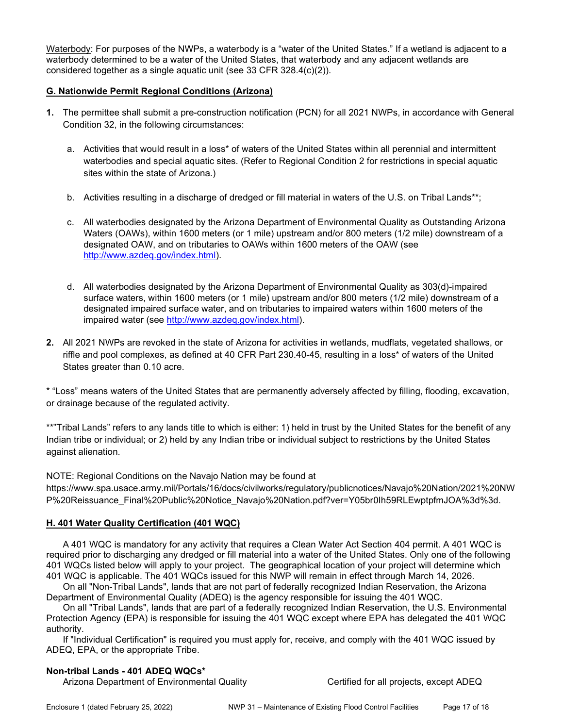Waterbody: For purposes of the NWPs, a waterbody is a "water of the United States." If a wetland is adjacent to a waterbody determined to be a water of the United States, that waterbody and any adjacent wetlands are considered together as a single aquatic unit (see 33 CFR 328.4(c)(2)).

## G. Nationwide Permit Regional Conditions (Arizona)

1. The permittee shall submit a pre-construction notification (PCN) for all 2021 NWPs, in accordance with General Condition 32, in the following circumstances:

   a. Activities that would result in a loss* of waters of the United States within all perennial and intermittent waterbodies and special aquatic sites. (Refer to Regional Condition 2 for restrictions in special aquatic sites within the state of Arizona.)

   b. Activities resulting in a discharge of dredged or fill material in waters of the U.S. on Tribal Lands**;

   c. All waterbodies designated by the Arizona Department of Environmental Quality as Outstanding Arizona Waters (OAWs), within 1600 meters (or 1 mile) upstream and/or 800 meters (1/2 mile) downstream of a designated OAW, and on tributaries to OAWs within 1600 meters of the OAW (see http://www.azdeq.gov/index.html).

   d. All waterbodies designated by the Arizona Department of Environmental Quality as 303(d)-impaired surface waters, within 1600 meters (or 1 mile) upstream and/or 800 meters (1/2 mile) downstream of a designated impaired surface water, and on tributaries to impaired waters within 1600 meters of the impaired water (see http://www.azdeq.gov/index.html).

2. All 2021 NWPs are revoked in the state of Arizona for activities in wetlands, mudflats, vegetated shallows, or riffle and pool complexes, as defined at 40 CFR Part 230.40-45, resulting in a loss* of waters of the United States greater than 0.10 acre.

* "Loss" means waters of the United States that are permanently adversely affected by filling, flooding, excavation, or drainage because of the regulated activity.

**"Tribal Lands" refers to any lands title to which is either: 1) held in trust by the United States for the benefit of any Indian tribe or individual; or 2) held by any Indian tribe or individual subject to restrictions by the United States against alienation.

NOTE: Regional Conditions on the Navajo Nation may be found at https://www.spa.usace.army.mil/Portals/16/docs/civilworks/regulatory/publicnotices/Navajo%20Nation/2021%20NWP%20Reissuance_Final%20Public%20Notice_Navajo%20Nation.pdf?ver=Y05br0Ih59RLEwptpfmJOA%3d%3d.

## H. 401 Water Quality Certification (401 WQC)

A 401 WQC is mandatory for any activity that requires a Clean Water Act Section 404 permit. A 401 WQC is required prior to discharging any dredged or fill material into a water of the United States. Only one of the following 401 WQCs listed below will apply to your project. The geographical location of your project will determine which 401 WQC is applicable. The 401 WQCs issued for this NWP will remain in effect through March 14, 2026.

On all "Non-Tribal Lands", lands that are not part of federally recognized Indian Reservation, the Arizona Department of Environmental Quality (ADEQ) is the agency responsible for issuing the 401 WQC.

On all "Tribal Lands", lands that are part of a federally recognized Indian Reservation, the U.S. Environmental Protection Agency (EPA) is responsible for issuing the 401 WQC except where EPA has delegated the 401 WQC authority.

If "Individual Certification" is required you must apply for, receive, and comply with the 401 WQC issued by ADEQ, EPA, or the appropriate Tribe.

**Non-tribal Lands - 401 ADEQ WQCs***

| Arizona Department of Environmental Quality | Certified for all projects, except ADEQ |
|---|---|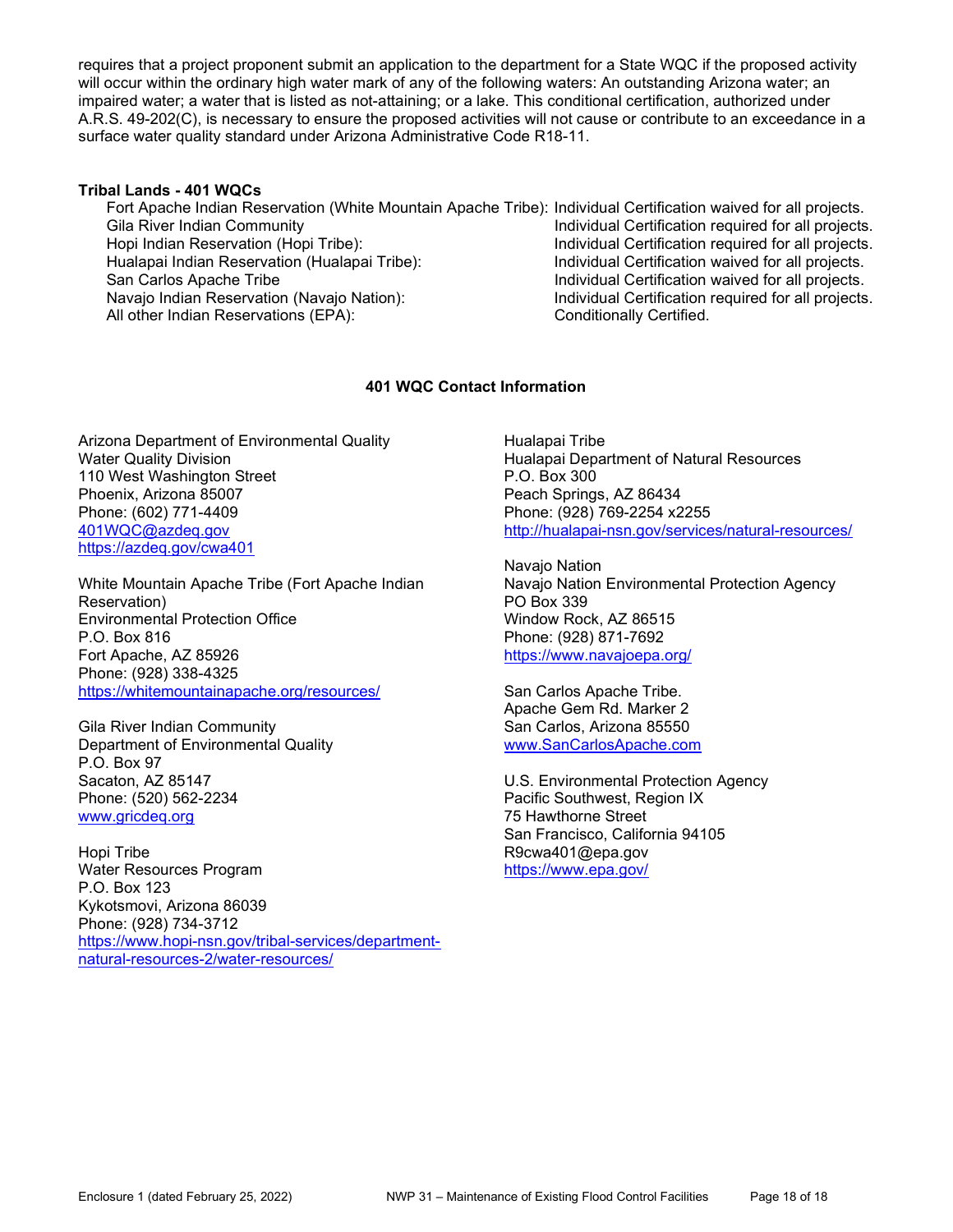requires that a project proponent submit an application to the department for a State WQC if the proposed activity will occur within the ordinary high water mark of any of the following waters: An outstanding Arizona water; an impaired water; a water that is listed as not-attaining; or a lake. This conditional certification, authorized under A.R.S. 49-202(C), is necessary to ensure the proposed activities will not cause or contribute to an exceedance in a surface water quality standard under Arizona Administrative Code R18-11.

**Tribal Lands - 401 WQCs**

| | |
|---|---|
| Fort Apache Indian Reservation (White Mountain Apache Tribe): | Individual Certification waived for all projects. |
| Gila River Indian Community | Individual Certification required for all projects. |
| Hopi Indian Reservation (Hopi Tribe): | Individual Certification required for all projects. |
| Hualapai Indian Reservation (Hualapai Tribe): | Individual Certification waived for all projects. |
| San Carlos Apache Tribe | Individual Certification waived for all projects. |
| Navajo Indian Reservation (Navajo Nation): | Individual Certification required for all projects. |
| All other Indian Reservations (EPA): | Conditionally Certified. |

**401 WQC Contact Information**

Arizona Department of Environmental Quality
Water Quality Division
110 West Washington Street
Phoenix, Arizona 85007
Phone: (602) 771-4409
401WQC@azdeq.gov
https://azdeq.gov/cwa401

White Mountain Apache Tribe (Fort Apache Indian Reservation)
Environmental Protection Office
P.O. Box 816
Fort Apache, AZ 85926
Phone: (928) 338-4325
https://whitemountainapache.org/resources/

Gila River Indian Community
Department of Environmental Quality
P.O. Box 97
Sacaton, AZ 85147
Phone: (520) 562-2234
www.gricdeq.org

Hopi Tribe
Water Resources Program
P.O. Box 123
Kykotsmovi, Arizona 86039
Phone: (928) 734-3712
https://www.hopi-nsn.gov/tribal-services/department-natural-resources-2/water-resources/

Hualapai Tribe
Hualapai Department of Natural Resources
P.O. Box 300
Peach Springs, AZ 86434
Phone: (928) 769-2254 x2255
http://hualapai-nsn.gov/services/natural-resources/

Navajo Nation
Navajo Nation Environmental Protection Agency
PO Box 339
Window Rock, AZ 86515
Phone: (928) 871-7692
https://www.navajoepa.org/

San Carlos Apache Tribe.
Apache Gem Rd. Marker 2
San Carlos, Arizona 85550
www.SanCarlosApache.com

U.S. Environmental Protection Agency
Pacific Southwest, Region IX
75 Hawthorne Street
San Francisco, California 94105
R9cwa401@epa.gov
https://www.epa.gov/